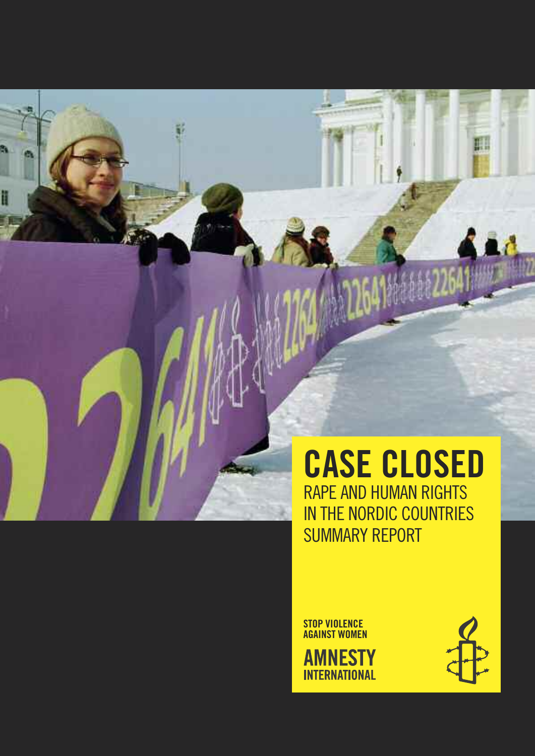# CASE CLOSED

RAPE AND HUMAN RIGHTS IN THE NORDIC COUNTRIES

SUMMARY REPORT

STOP VIOLENCE AGAINST WOMEN

AMNESTY INTERNATIONAL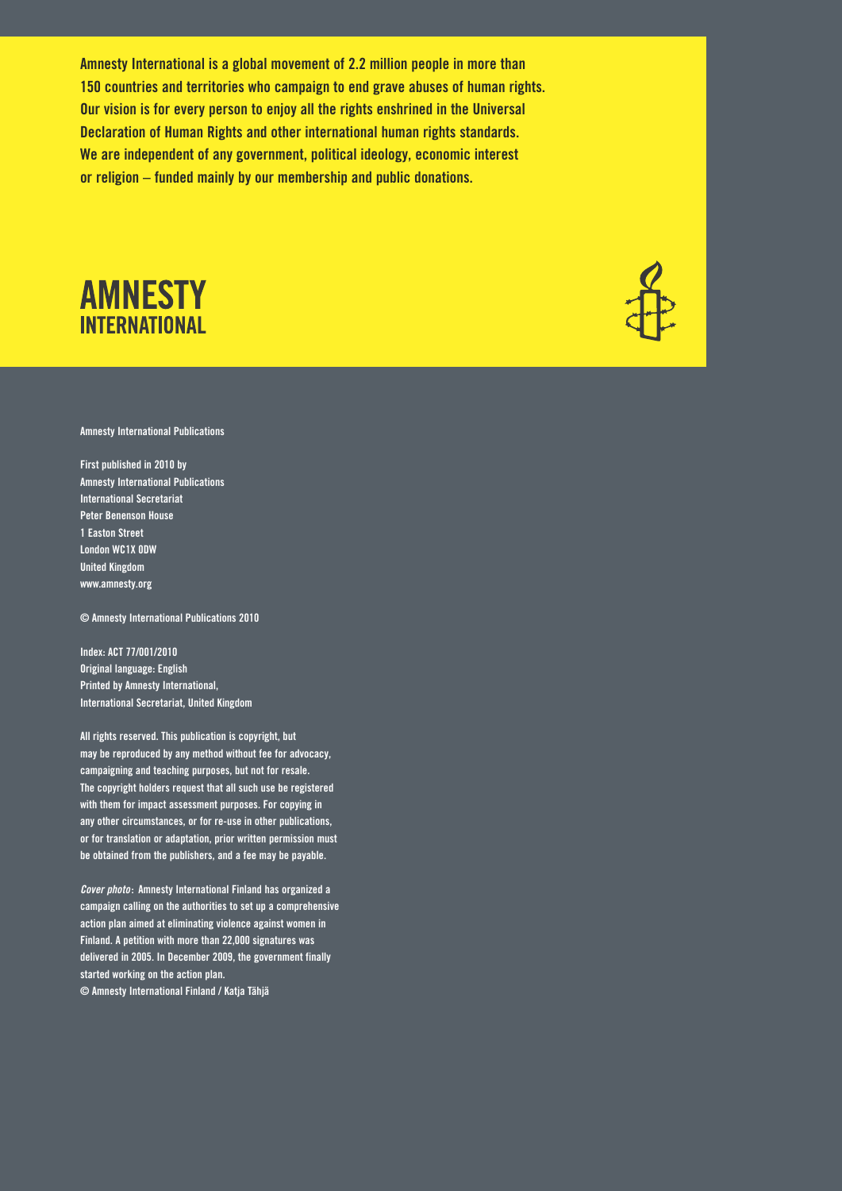**Amnesty International is a global movement of 2.2 million people in more than 150 countries and territories who campaign to end grave abuses of human rights. Our vision is for every person to enjoy all the rights enshrined in the Universal Declaration of Human Rights and other international human rights standards. We are independent of any government, political ideology, economic interest or religion – funded mainly by our membership and public donations.**

**AMNESTY INTERNATIONAL**

Amnesty International Publications

First published in 2010 by
Amnesty International Publications
International Secretariat
Peter Benenson House
1 Easton Street
London WC1X 0DW
United Kingdom
www.amnesty.org

© Amnesty International Publications 2010

Index: ACT 77/001/2010
Original language: English
Printed by Amnesty International,
International Secretariat, United Kingdom

All rights reserved. This publication is copyright, but may be reproduced by any method without fee for advocacy, campaigning and teaching purposes, but not for resale. The copyright holders request that all such use be registered with them for impact assessment purposes. For copying in any other circumstances, or for re-use in other publications, or for translation or adaptation, prior written permission must be obtained from the publishers, and a fee may be payable.

*Cover photo*: Amnesty International Finland has organized a campaign calling on the authorities to set up a comprehensive action plan aimed at eliminating violence against women in Finland. A petition with more than 22,000 signatures was delivered in 2005. In December 2009, the government finally started working on the action plan.
© Amnesty International Finland / Katja Tähjä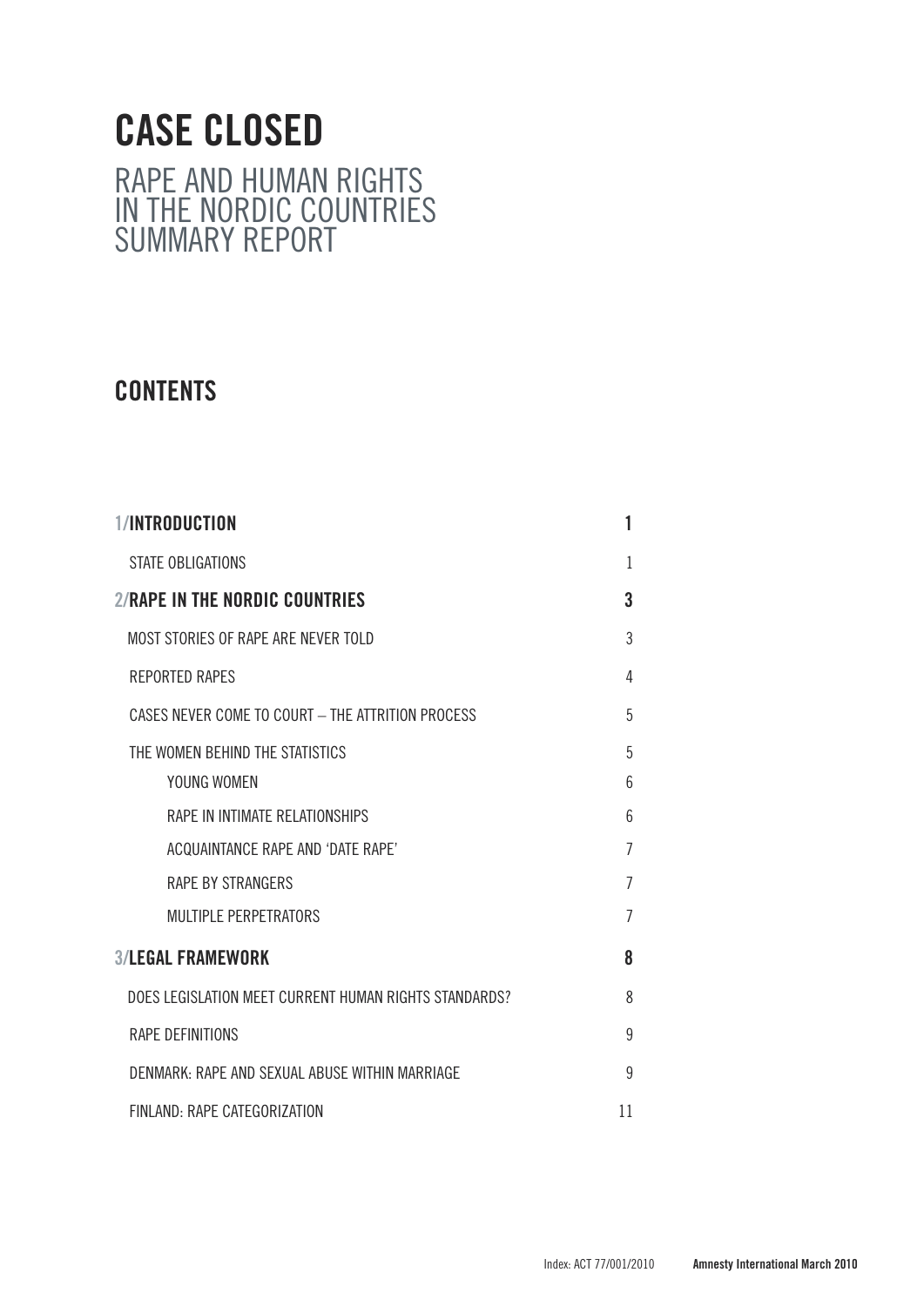# CASE CLOSED

## RAPE AND HUMAN RIGHTS IN THE NORDIC COUNTRIES SUMMARY REPORT

## CONTENTS

| | |
|---|---|
| **1/INTRODUCTION** | **1** |
| STATE OBLIGATIONS | 1 |
| **2/RAPE IN THE NORDIC COUNTRIES** | **3** |
| MOST STORIES OF RAPE ARE NEVER TOLD | 3 |
| REPORTED RAPES | 4 |
| CASES NEVER COME TO COURT – THE ATTRITION PROCESS | 5 |
| THE WOMEN BEHIND THE STATISTICS | 5 |
| YOUNG WOMEN | 6 |
| RAPE IN INTIMATE RELATIONSHIPS | 6 |
| ACQUAINTANCE RAPE AND 'DATE RAPE' | 7 |
| RAPE BY STRANGERS | 7 |
| MULTIPLE PERPETRATORS | 7 |
| **3/LEGAL FRAMEWORK** | **8** |
| DOES LEGISLATION MEET CURRENT HUMAN RIGHTS STANDARDS? | 8 |
| RAPE DEFINITIONS | 9 |
| DENMARK: RAPE AND SEXUAL ABUSE WITHIN MARRIAGE | 9 |
| FINLAND: RAPE CATEGORIZATION | 11 |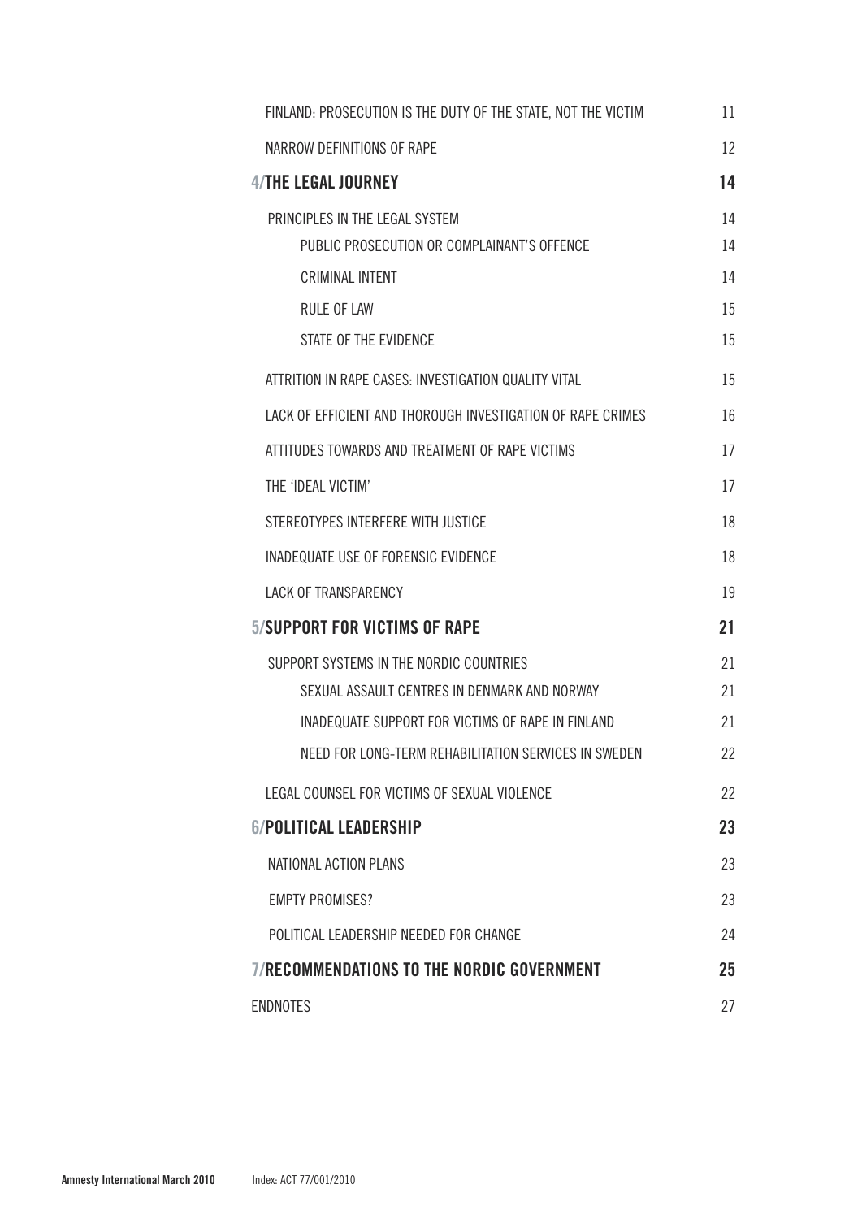FINLAND: PROSECUTION IS THE DUTY OF THE STATE, NOT THE VICTIM 11

NARROW DEFINITIONS OF RAPE 12

**4/THE LEGAL JOURNEY 14**

PRINCIPLES IN THE LEGAL SYSTEM 14

- PUBLIC PROSECUTION OR COMPLAINANT'S OFFENCE 14
- CRIMINAL INTENT 14
- RULE OF LAW 15
- STATE OF THE EVIDENCE 15

ATTRITION IN RAPE CASES: INVESTIGATION QUALITY VITAL 15

LACK OF EFFICIENT AND THOROUGH INVESTIGATION OF RAPE CRIMES 16

ATTITUDES TOWARDS AND TREATMENT OF RAPE VICTIMS 17

THE 'IDEAL VICTIM' 17

STEREOTYPES INTERFERE WITH JUSTICE 18

INADEQUATE USE OF FORENSIC EVIDENCE 18

LACK OF TRANSPARENCY 19

**5/SUPPORT FOR VICTIMS OF RAPE 21**

SUPPORT SYSTEMS IN THE NORDIC COUNTRIES 21

- SEXUAL ASSAULT CENTRES IN DENMARK AND NORWAY 21
- INADEQUATE SUPPORT FOR VICTIMS OF RAPE IN FINLAND 21
- NEED FOR LONG-TERM REHABILITATION SERVICES IN SWEDEN 22

LEGAL COUNSEL FOR VICTIMS OF SEXUAL VIOLENCE 22

**6/POLITICAL LEADERSHIP 23**

NATIONAL ACTION PLANS 23

EMPTY PROMISES? 23

POLITICAL LEADERSHIP NEEDED FOR CHANGE 24

**7/RECOMMENDATIONS TO THE NORDIC GOVERNMENT 25**

ENDNOTES 27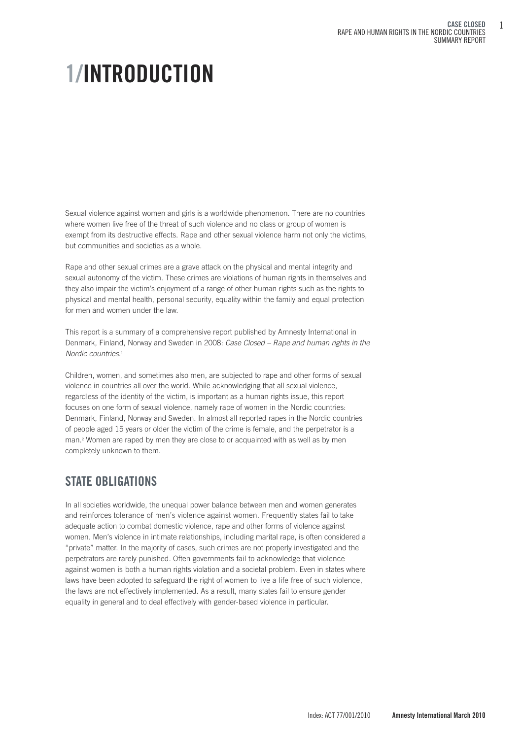# 1/INTRODUCTION

Sexual violence against women and girls is a worldwide phenomenon. There are no countries where women live free of the threat of such violence and no class or group of women is exempt from its destructive effects. Rape and other sexual violence harm not only the victims, but communities and societies as a whole.

Rape and other sexual crimes are a grave attack on the physical and mental integrity and sexual autonomy of the victim. These crimes are violations of human rights in themselves and they also impair the victim's enjoyment of a range of other human rights such as the rights to physical and mental health, personal security, equality within the family and equal protection for men and women under the law.

This report is a summary of a comprehensive report published by Amnesty International in Denmark, Finland, Norway and Sweden in 2008: *Case Closed – Rape and human rights in the Nordic countries*.[1]

Children, women, and sometimes also men, are subjected to rape and other forms of sexual violence in countries all over the world. While acknowledging that all sexual violence, regardless of the identity of the victim, is important as a human rights issue, this report focuses on one form of sexual violence, namely rape of women in the Nordic countries: Denmark, Finland, Norway and Sweden. In almost all reported rapes in the Nordic countries of people aged 15 years or older the victim of the crime is female, and the perpetrator is a man.[2] Women are raped by men they are close to or acquainted with as well as by men completely unknown to them.

## STATE OBLIGATIONS

In all societies worldwide, the unequal power balance between men and women generates and reinforces tolerance of men's violence against women. Frequently states fail to take adequate action to combat domestic violence, rape and other forms of violence against women. Men's violence in intimate relationships, including marital rape, is often considered a "private" matter. In the majority of cases, such crimes are not properly investigated and the perpetrators are rarely punished. Often governments fail to acknowledge that violence against women is both a human rights violation and a societal problem. Even in states where laws have been adopted to safeguard the right of women to live a life free of such violence, the laws are not effectively implemented. As a result, many states fail to ensure gender equality in general and to deal effectively with gender-based violence in particular.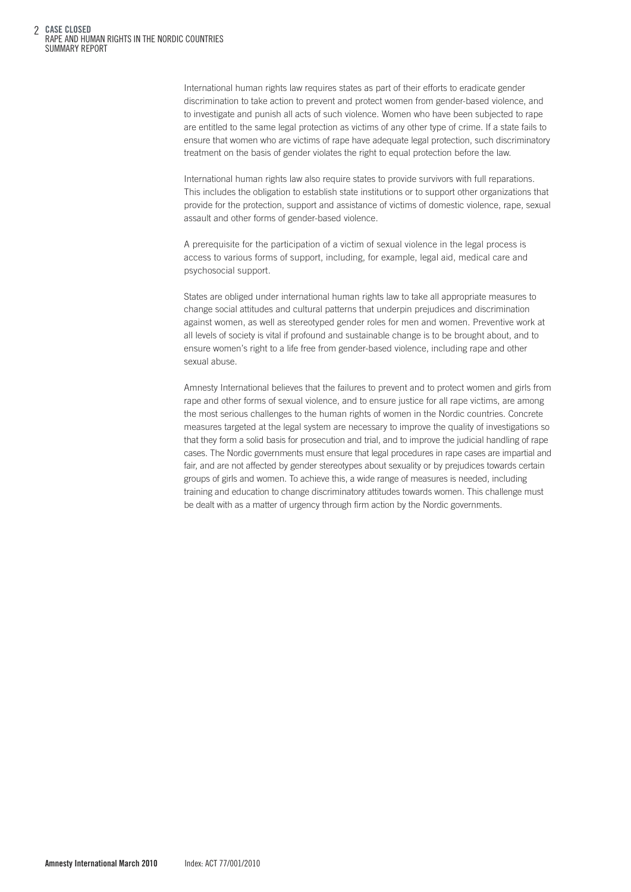International human rights law requires states as part of their efforts to eradicate gender discrimination to take action to prevent and protect women from gender-based violence, and to investigate and punish all acts of such violence. Women who have been subjected to rape are entitled to the same legal protection as victims of any other type of crime. If a state fails to ensure that women who are victims of rape have adequate legal protection, such discriminatory treatment on the basis of gender violates the right to equal protection before the law.

International human rights law also require states to provide survivors with full reparations. This includes the obligation to establish state institutions or to support other organizations that provide for the protection, support and assistance of victims of domestic violence, rape, sexual assault and other forms of gender-based violence.

A prerequisite for the participation of a victim of sexual violence in the legal process is access to various forms of support, including, for example, legal aid, medical care and psychosocial support.

States are obliged under international human rights law to take all appropriate measures to change social attitudes and cultural patterns that underpin prejudices and discrimination against women, as well as stereotyped gender roles for men and women. Preventive work at all levels of society is vital if profound and sustainable change is to be brought about, and to ensure women's right to a life free from gender-based violence, including rape and other sexual abuse.

Amnesty International believes that the failures to prevent and to protect women and girls from rape and other forms of sexual violence, and to ensure justice for all rape victims, are among the most serious challenges to the human rights of women in the Nordic countries. Concrete measures targeted at the legal system are necessary to improve the quality of investigations so that they form a solid basis for prosecution and trial, and to improve the judicial handling of rape cases. The Nordic governments must ensure that legal procedures in rape cases are impartial and fair, and are not affected by gender stereotypes about sexuality or by prejudices towards certain groups of girls and women. To achieve this, a wide range of measures is needed, including training and education to change discriminatory attitudes towards women. This challenge must be dealt with as a matter of urgency through firm action by the Nordic governments.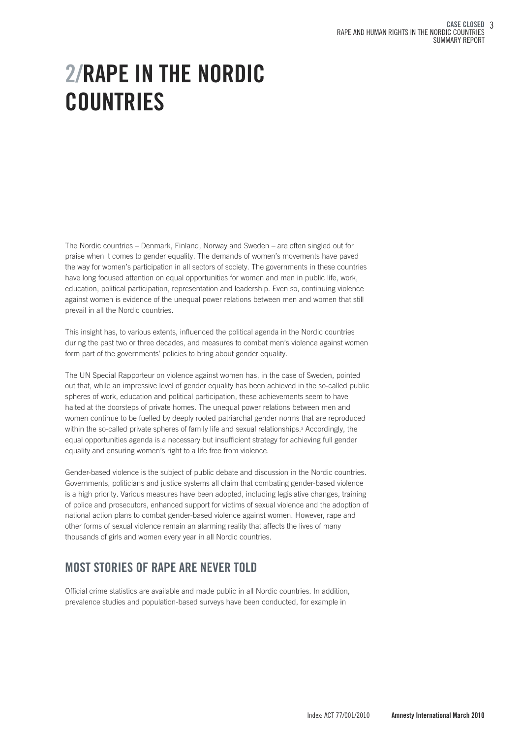# 2/RAPE IN THE NORDIC COUNTRIES

The Nordic countries – Denmark, Finland, Norway and Sweden – are often singled out for praise when it comes to gender equality. The demands of women's movements have paved the way for women's participation in all sectors of society. The governments in these countries have long focused attention on equal opportunities for women and men in public life, work, education, political participation, representation and leadership. Even so, continuing violence against women is evidence of the unequal power relations between men and women that still prevail in all the Nordic countries.

This insight has, to various extents, influenced the political agenda in the Nordic countries during the past two or three decades, and measures to combat men's violence against women form part of the governments' policies to bring about gender equality.

The UN Special Rapporteur on violence against women has, in the case of Sweden, pointed out that, while an impressive level of gender equality has been achieved in the so-called public spheres of work, education and political participation, these achievements seem to have halted at the doorsteps of private homes. The unequal power relations between men and women continue to be fuelled by deeply rooted patriarchal gender norms that are reproduced within the so-called private spheres of family life and sexual relationships.[3] Accordingly, the equal opportunities agenda is a necessary but insufficient strategy for achieving full gender equality and ensuring women's right to a life free from violence.

Gender-based violence is the subject of public debate and discussion in the Nordic countries. Governments, politicians and justice systems all claim that combating gender-based violence is a high priority. Various measures have been adopted, including legislative changes, training of police and prosecutors, enhanced support for victims of sexual violence and the adoption of national action plans to combat gender-based violence against women. However, rape and other forms of sexual violence remain an alarming reality that affects the lives of many thousands of girls and women every year in all Nordic countries.

## MOST STORIES OF RAPE ARE NEVER TOLD

Official crime statistics are available and made public in all Nordic countries. In addition, prevalence studies and population-based surveys have been conducted, for example in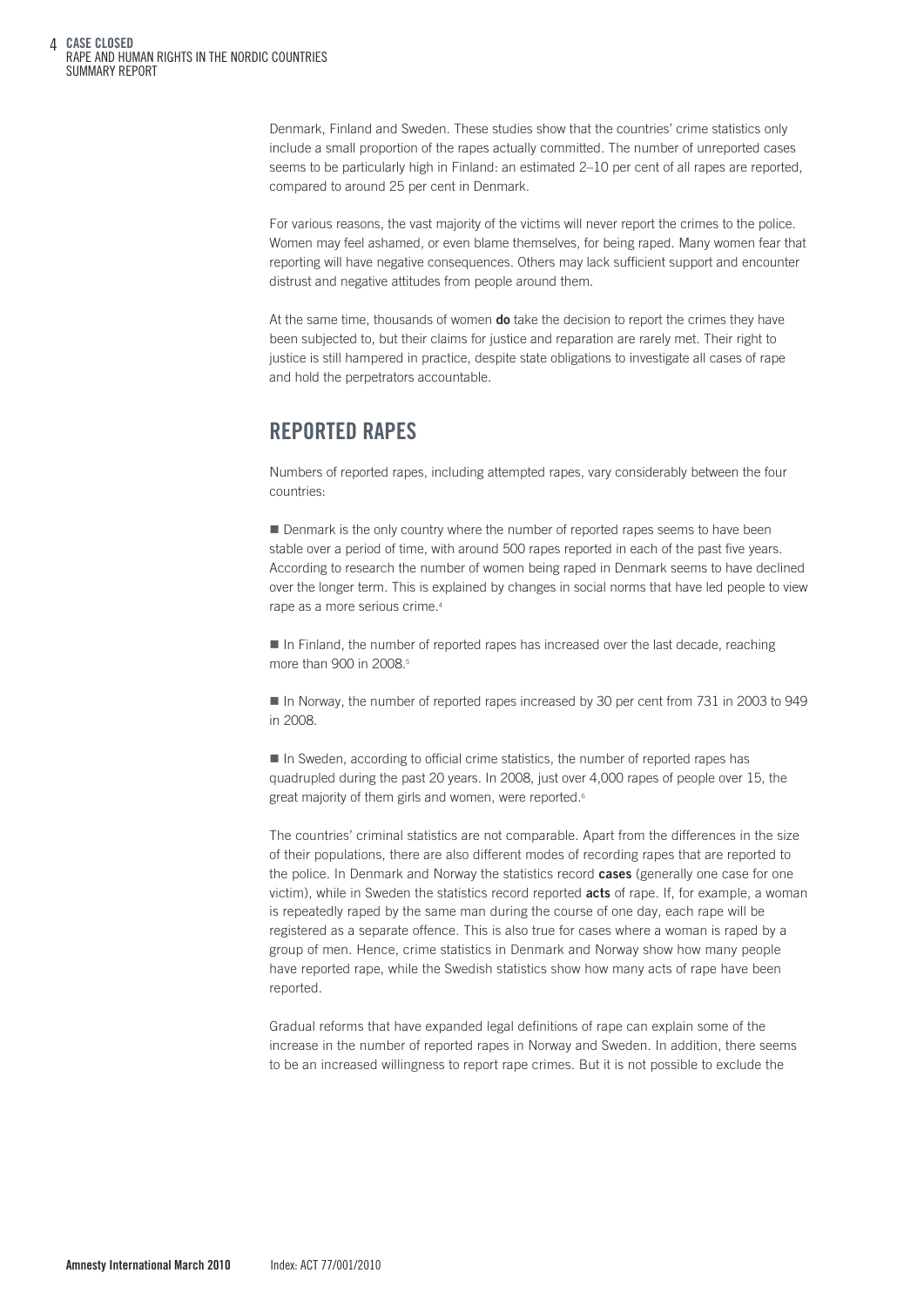Denmark, Finland and Sweden. These studies show that the countries' crime statistics only include a small proportion of the rapes actually committed. The number of unreported cases seems to be particularly high in Finland: an estimated 2–10 per cent of all rapes are reported, compared to around 25 per cent in Denmark.

For various reasons, the vast majority of the victims will never report the crimes to the police. Women may feel ashamed, or even blame themselves, for being raped. Many women fear that reporting will have negative consequences. Others may lack sufficient support and encounter distrust and negative attitudes from people around them.

At the same time, thousands of women **do** take the decision to report the crimes they have been subjected to, but their claims for justice and reparation are rarely met. Their right to justice is still hampered in practice, despite state obligations to investigate all cases of rape and hold the perpetrators accountable.

## REPORTED RAPES

Numbers of reported rapes, including attempted rapes, vary considerably between the four countries:

- Denmark is the only country where the number of reported rapes seems to have been stable over a period of time, with around 500 rapes reported in each of the past five years. According to research the number of women being raped in Denmark seems to have declined over the longer term. This is explained by changes in social norms that have led people to view rape as a more serious crime.[4]

- In Finland, the number of reported rapes has increased over the last decade, reaching more than 900 in 2008.[5]

- In Norway, the number of reported rapes increased by 30 per cent from 731 in 2003 to 949 in 2008.

- In Sweden, according to official crime statistics, the number of reported rapes has quadrupled during the past 20 years. In 2008, just over 4,000 rapes of people over 15, the great majority of them girls and women, were reported.[6]

The countries' criminal statistics are not comparable. Apart from the differences in the size of their populations, there are also different modes of recording rapes that are reported to the police. In Denmark and Norway the statistics record **cases** (generally one case for one victim), while in Sweden the statistics record reported **acts** of rape. If, for example, a woman is repeatedly raped by the same man during the course of one day, each rape will be registered as a separate offence. This is also true for cases where a woman is raped by a group of men. Hence, crime statistics in Denmark and Norway show how many people have reported rape, while the Swedish statistics show how many acts of rape have been reported.

Gradual reforms that have expanded legal definitions of rape can explain some of the increase in the number of reported rapes in Norway and Sweden. In addition, there seems to be an increased willingness to report rape crimes. But it is not possible to exclude the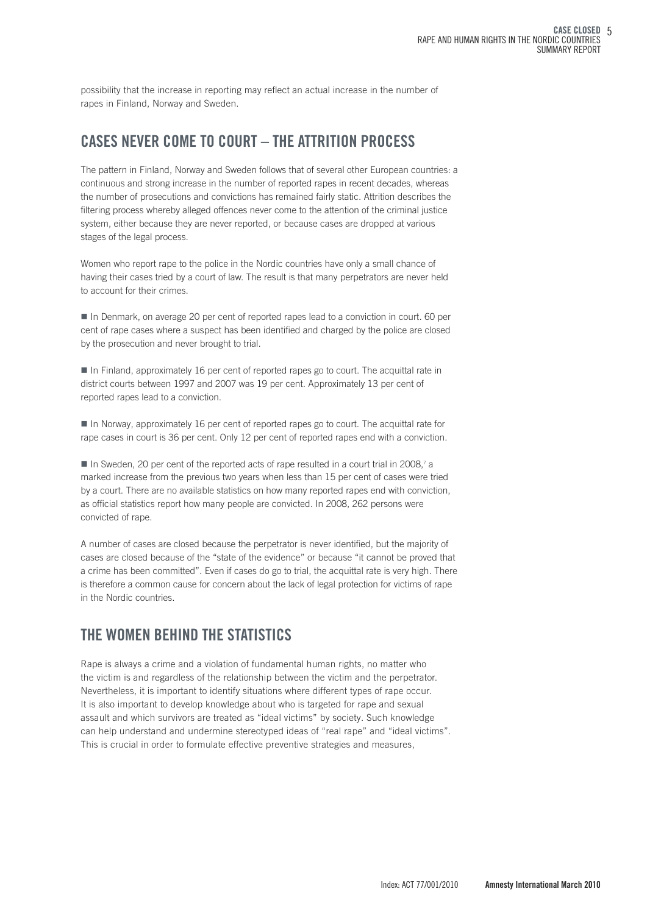possibility that the increase in reporting may reflect an actual increase in the number of rapes in Finland, Norway and Sweden.

## CASES NEVER COME TO COURT – THE ATTRITION PROCESS

The pattern in Finland, Norway and Sweden follows that of several other European countries: a continuous and strong increase in the number of reported rapes in recent decades, whereas the number of prosecutions and convictions has remained fairly static. Attrition describes the filtering process whereby alleged offences never come to the attention of the criminal justice system, either because they are never reported, or because cases are dropped at various stages of the legal process.

Women who report rape to the police in the Nordic countries have only a small chance of having their cases tried by a court of law. The result is that many perpetrators are never held to account for their crimes.

- In Denmark, on average 20 per cent of reported rapes lead to a conviction in court. 60 per cent of rape cases where a suspect has been identified and charged by the police are closed by the prosecution and never brought to trial.

- In Finland, approximately 16 per cent of reported rapes go to court. The acquittal rate in district courts between 1997 and 2007 was 19 per cent. Approximately 13 per cent of reported rapes lead to a conviction.

- In Norway, approximately 16 per cent of reported rapes go to court. The acquittal rate for rape cases in court is 36 per cent. Only 12 per cent of reported rapes end with a conviction.

- In Sweden, 20 per cent of the reported acts of rape resulted in a court trial in 2008,[7] a marked increase from the previous two years when less than 15 per cent of cases were tried by a court. There are no available statistics on how many reported rapes end with conviction, as official statistics report how many people are convicted. In 2008, 262 persons were convicted of rape.

A number of cases are closed because the perpetrator is never identified, but the majority of cases are closed because of the "state of the evidence" or because "it cannot be proved that a crime has been committed". Even if cases do go to trial, the acquittal rate is very high. There is therefore a common cause for concern about the lack of legal protection for victims of rape in the Nordic countries.

## THE WOMEN BEHIND THE STATISTICS

Rape is always a crime and a violation of fundamental human rights, no matter who the victim is and regardless of the relationship between the victim and the perpetrator. Nevertheless, it is important to identify situations where different types of rape occur. It is also important to develop knowledge about who is targeted for rape and sexual assault and which survivors are treated as "ideal victims" by society. Such knowledge can help understand and undermine stereotyped ideas of "real rape" and "ideal victims". This is crucial in order to formulate effective preventive strategies and measures,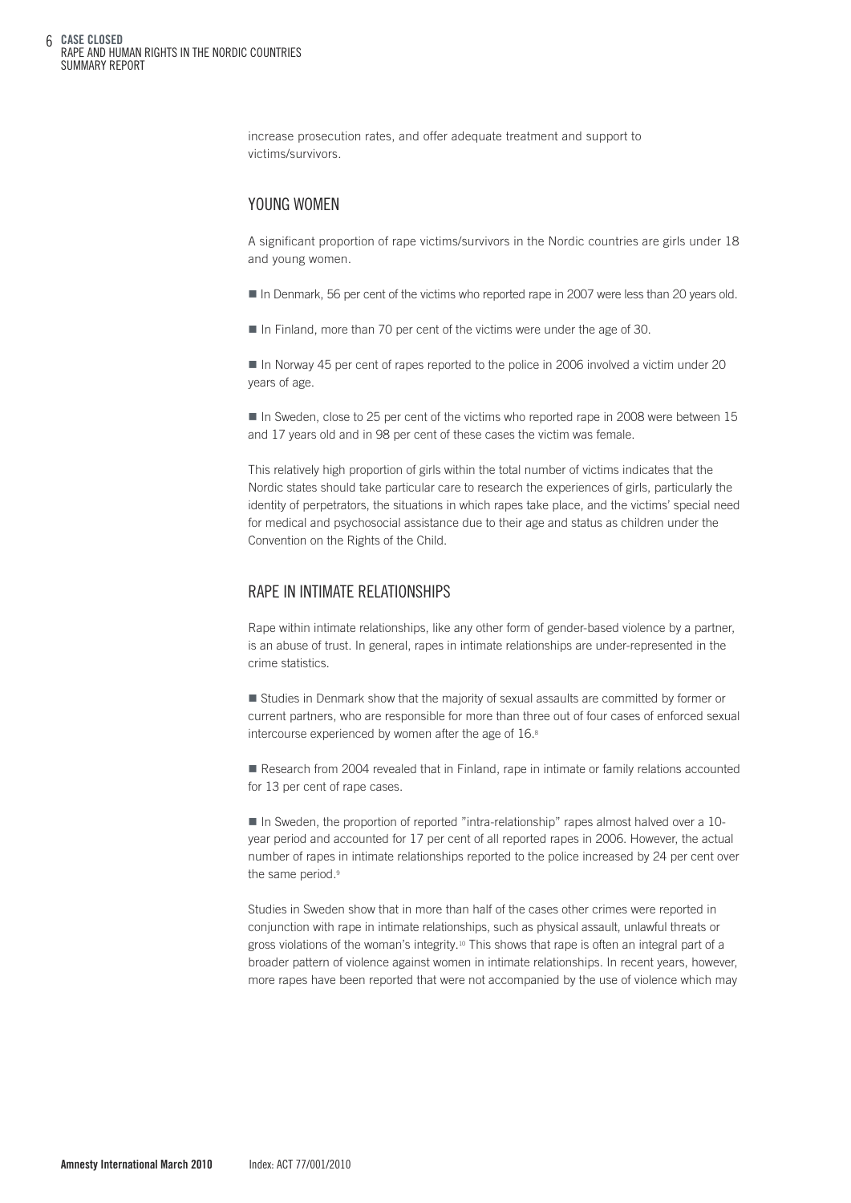increase prosecution rates, and offer adequate treatment and support to victims/survivors.

## YOUNG WOMEN

A significant proportion of rape victims/survivors in the Nordic countries are girls under 18 and young women.

- In Denmark, 56 per cent of the victims who reported rape in 2007 were less than 20 years old.
- In Finland, more than 70 per cent of the victims were under the age of 30.
- In Norway 45 per cent of rapes reported to the police in 2006 involved a victim under 20 years of age.
- In Sweden, close to 25 per cent of the victims who reported rape in 2008 were between 15 and 17 years old and in 98 per cent of these cases the victim was female.

This relatively high proportion of girls within the total number of victims indicates that the Nordic states should take particular care to research the experiences of girls, particularly the identity of perpetrators, the situations in which rapes take place, and the victims' special need for medical and psychosocial assistance due to their age and status as children under the Convention on the Rights of the Child.

## RAPE IN INTIMATE RELATIONSHIPS

Rape within intimate relationships, like any other form of gender-based violence by a partner, is an abuse of trust. In general, rapes in intimate relationships are under-represented in the crime statistics.

- Studies in Denmark show that the majority of sexual assaults are committed by former or current partners, who are responsible for more than three out of four cases of enforced sexual intercourse experienced by women after the age of 16.[8]
- Research from 2004 revealed that in Finland, rape in intimate or family relations accounted for 13 per cent of rape cases.
- In Sweden, the proportion of reported "intra-relationship" rapes almost halved over a 10-year period and accounted for 17 per cent of all reported rapes in 2006. However, the actual number of rapes in intimate relationships reported to the police increased by 24 per cent over the same period.[9]

Studies in Sweden show that in more than half of the cases other crimes were reported in conjunction with rape in intimate relationships, such as physical assault, unlawful threats or gross violations of the woman's integrity.[10] This shows that rape is often an integral part of a broader pattern of violence against women in intimate relationships. In recent years, however, more rapes have been reported that were not accompanied by the use of violence which may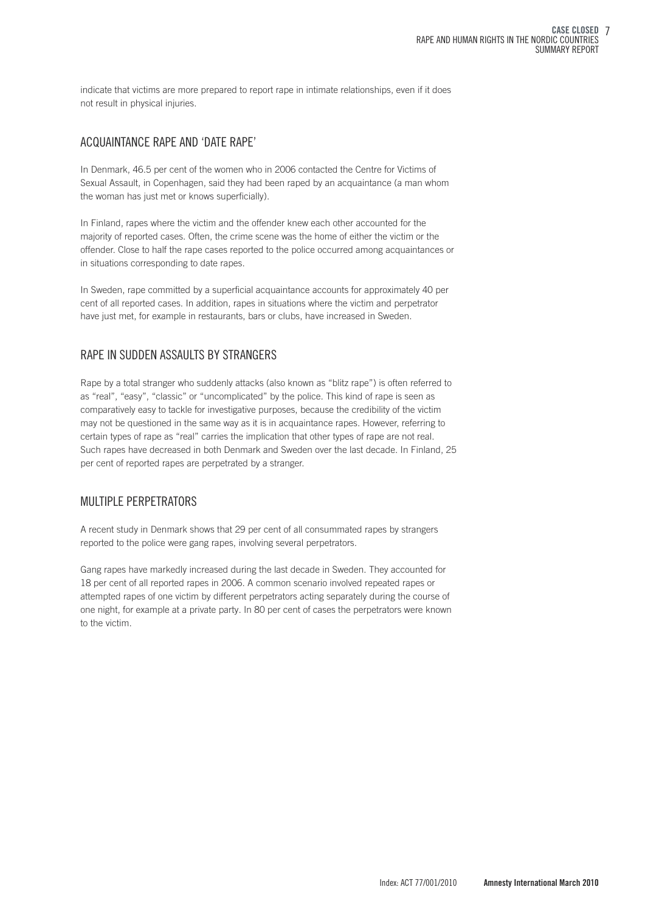indicate that victims are more prepared to report rape in intimate relationships, even if it does not result in physical injuries.

## ACQUAINTANCE RAPE AND 'DATE RAPE'

In Denmark, 46.5 per cent of the women who in 2006 contacted the Centre for Victims of Sexual Assault, in Copenhagen, said they had been raped by an acquaintance (a man whom the woman has just met or knows superficially).

In Finland, rapes where the victim and the offender knew each other accounted for the majority of reported cases. Often, the crime scene was the home of either the victim or the offender. Close to half the rape cases reported to the police occurred among acquaintances or in situations corresponding to date rapes.

In Sweden, rape committed by a superficial acquaintance accounts for approximately 40 per cent of all reported cases. In addition, rapes in situations where the victim and perpetrator have just met, for example in restaurants, bars or clubs, have increased in Sweden.

## RAPE IN SUDDEN ASSAULTS BY STRANGERS

Rape by a total stranger who suddenly attacks (also known as "blitz rape") is often referred to as "real", "easy", "classic" or "uncomplicated" by the police. This kind of rape is seen as comparatively easy to tackle for investigative purposes, because the credibility of the victim may not be questioned in the same way as it is in acquaintance rapes. However, referring to certain types of rape as "real" carries the implication that other types of rape are not real. Such rapes have decreased in both Denmark and Sweden over the last decade. In Finland, 25 per cent of reported rapes are perpetrated by a stranger.

## MULTIPLE PERPETRATORS

A recent study in Denmark shows that 29 per cent of all consummated rapes by strangers reported to the police were gang rapes, involving several perpetrators.

Gang rapes have markedly increased during the last decade in Sweden. They accounted for 18 per cent of all reported rapes in 2006. A common scenario involved repeated rapes or attempted rapes of one victim by different perpetrators acting separately during the course of one night, for example at a private party. In 80 per cent of cases the perpetrators were known to the victim.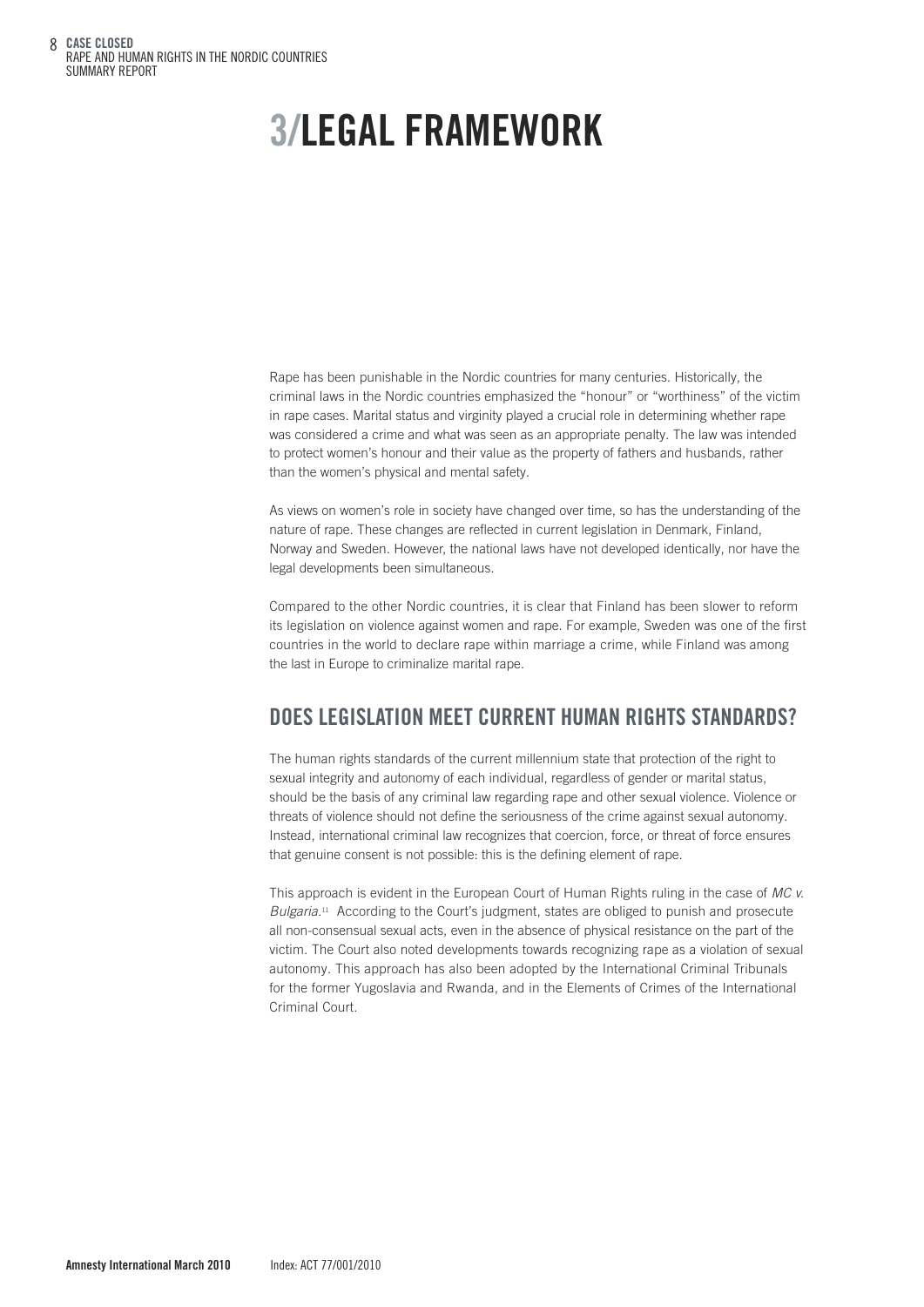# 3/LEGAL FRAMEWORK

Rape has been punishable in the Nordic countries for many centuries. Historically, the criminal laws in the Nordic countries emphasized the "honour" or "worthiness" of the victim in rape cases. Marital status and virginity played a crucial role in determining whether rape was considered a crime and what was seen as an appropriate penalty. The law was intended to protect women's honour and their value as the property of fathers and husbands, rather than the women's physical and mental safety.

As views on women's role in society have changed over time, so has the understanding of the nature of rape. These changes are reflected in current legislation in Denmark, Finland, Norway and Sweden. However, the national laws have not developed identically, nor have the legal developments been simultaneous.

Compared to the other Nordic countries, it is clear that Finland has been slower to reform its legislation on violence against women and rape. For example, Sweden was one of the first countries in the world to declare rape within marriage a crime, while Finland was among the last in Europe to criminalize marital rape.

## DOES LEGISLATION MEET CURRENT HUMAN RIGHTS STANDARDS?

The human rights standards of the current millennium state that protection of the right to sexual integrity and autonomy of each individual, regardless of gender or marital status, should be the basis of any criminal law regarding rape and other sexual violence. Violence or threats of violence should not define the seriousness of the crime against sexual autonomy. Instead, international criminal law recognizes that coercion, force, or threat of force ensures that genuine consent is not possible: this is the defining element of rape.

This approach is evident in the European Court of Human Rights ruling in the case of *MC v. Bulgaria*.[11] According to the Court's judgment, states are obliged to punish and prosecute all non-consensual sexual acts, even in the absence of physical resistance on the part of the victim. The Court also noted developments towards recognizing rape as a violation of sexual autonomy. This approach has also been adopted by the International Criminal Tribunals for the former Yugoslavia and Rwanda, and in the Elements of Crimes of the International Criminal Court.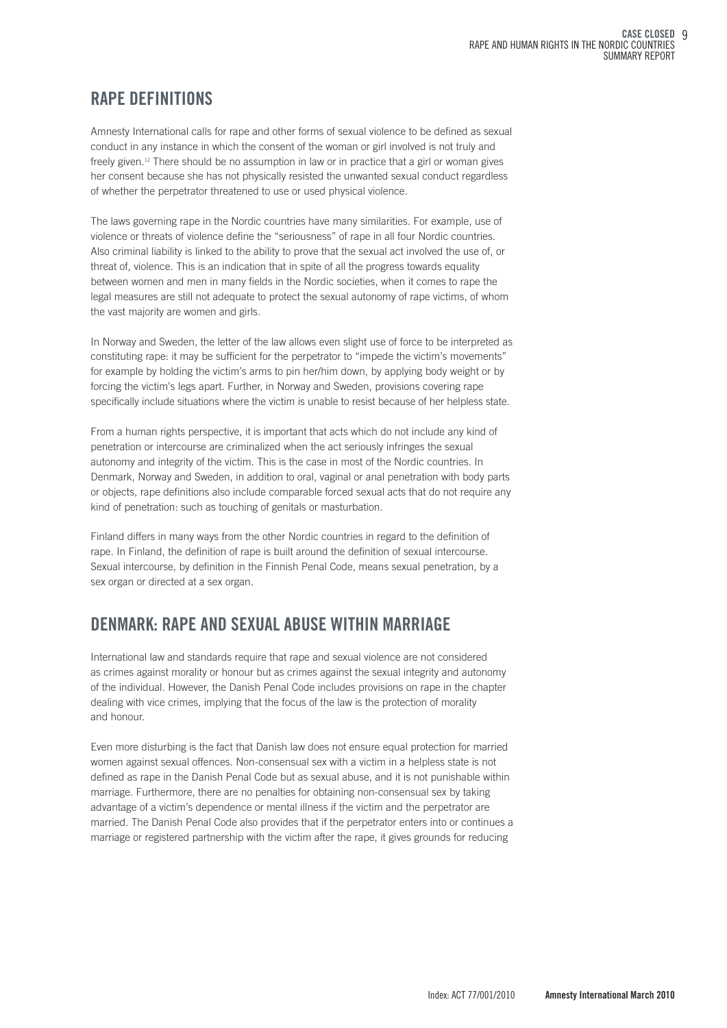## RAPE DEFINITIONS

Amnesty International calls for rape and other forms of sexual violence to be defined as sexual conduct in any instance in which the consent of the woman or girl involved is not truly and freely given.[12] There should be no assumption in law or in practice that a girl or woman gives her consent because she has not physically resisted the unwanted sexual conduct regardless of whether the perpetrator threatened to use or used physical violence.

The laws governing rape in the Nordic countries have many similarities. For example, use of violence or threats of violence define the "seriousness" of rape in all four Nordic countries. Also criminal liability is linked to the ability to prove that the sexual act involved the use of, or threat of, violence. This is an indication that in spite of all the progress towards equality between women and men in many fields in the Nordic societies, when it comes to rape the legal measures are still not adequate to protect the sexual autonomy of rape victims, of whom the vast majority are women and girls.

In Norway and Sweden, the letter of the law allows even slight use of force to be interpreted as constituting rape: it may be sufficient for the perpetrator to "impede the victim's movements" for example by holding the victim's arms to pin her/him down, by applying body weight or by forcing the victim's legs apart. Further, in Norway and Sweden, provisions covering rape specifically include situations where the victim is unable to resist because of her helpless state.

From a human rights perspective, it is important that acts which do not include any kind of penetration or intercourse are criminalized when the act seriously infringes the sexual autonomy and integrity of the victim. This is the case in most of the Nordic countries. In Denmark, Norway and Sweden, in addition to oral, vaginal or anal penetration with body parts or objects, rape definitions also include comparable forced sexual acts that do not require any kind of penetration: such as touching of genitals or masturbation.

Finland differs in many ways from the other Nordic countries in regard to the definition of rape. In Finland, the definition of rape is built around the definition of sexual intercourse. Sexual intercourse, by definition in the Finnish Penal Code, means sexual penetration, by a sex organ or directed at a sex organ.

## DENMARK: RAPE AND SEXUAL ABUSE WITHIN MARRIAGE

International law and standards require that rape and sexual violence are not considered as crimes against morality or honour but as crimes against the sexual integrity and autonomy of the individual. However, the Danish Penal Code includes provisions on rape in the chapter dealing with vice crimes, implying that the focus of the law is the protection of morality and honour.

Even more disturbing is the fact that Danish law does not ensure equal protection for married women against sexual offences. Non-consensual sex with a victim in a helpless state is not defined as rape in the Danish Penal Code but as sexual abuse, and it is not punishable within marriage. Furthermore, there are no penalties for obtaining non-consensual sex by taking advantage of a victim's dependence or mental illness if the victim and the perpetrator are married. The Danish Penal Code also provides that if the perpetrator enters into or continues a marriage or registered partnership with the victim after the rape, it gives grounds for reducing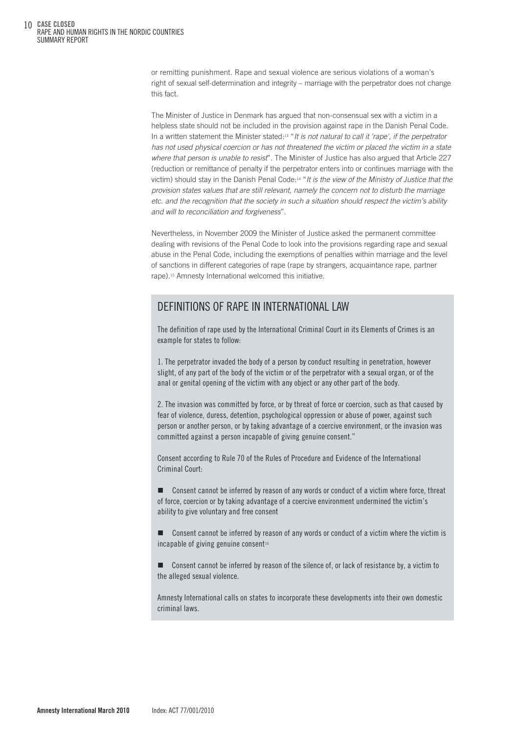or remitting punishment. Rape and sexual violence are serious violations of a woman's right of sexual self-determination and integrity – marriage with the perpetrator does not change this fact.

The Minister of Justice in Denmark has argued that non-consensual sex with a victim in a helpless state should not be included in the provision against rape in the Danish Penal Code. In a written statement the Minister stated:[13] "*It is not natural to call it 'rape', if the perpetrator has not used physical coercion or has not threatened the victim or placed the victim in a state where that person is unable to resist*". The Minister of Justice has also argued that Article 227 (reduction or remittance of penalty if the perpetrator enters into or continues marriage with the victim) should stay in the Danish Penal Code:[14] "*It is the view of the Ministry of Justice that the provision states values that are still relevant, namely the concern not to disturb the marriage etc. and the recognition that the society in such a situation should respect the victim's ability and will to reconciliation and forgiveness*".

Nevertheless, in November 2009 the Minister of Justice asked the permanent committee dealing with revisions of the Penal Code to look into the provisions regarding rape and sexual abuse in the Penal Code, including the exemptions of penalties within marriage and the level of sanctions in different categories of rape (rape by strangers, acquaintance rape, partner rape).[15] Amnesty International welcomed this initiative.

## DEFINITIONS OF RAPE IN INTERNATIONAL LAW

The definition of rape used by the International Criminal Court in its Elements of Crimes is an example for states to follow:

1. The perpetrator invaded the body of a person by conduct resulting in penetration, however slight, of any part of the body of the victim or of the perpetrator with a sexual organ, or of the anal or genital opening of the victim with any object or any other part of the body.

2. The invasion was committed by force, or by threat of force or coercion, such as that caused by fear of violence, duress, detention, psychological oppression or abuse of power, against such person or another person, or by taking advantage of a coercive environment, or the invasion was committed against a person incapable of giving genuine consent."

Consent according to Rule 70 of the Rules of Procedure and Evidence of the International Criminal Court:

- Consent cannot be inferred by reason of any words or conduct of a victim where force, threat of force, coercion or by taking advantage of a coercive environment undermined the victim's ability to give voluntary and free consent
- Consent cannot be inferred by reason of any words or conduct of a victim where the victim is incapable of giving genuine consent[16]
- Consent cannot be inferred by reason of the silence of, or lack of resistance by, a victim to the alleged sexual violence.

Amnesty International calls on states to incorporate these developments into their own domestic criminal laws.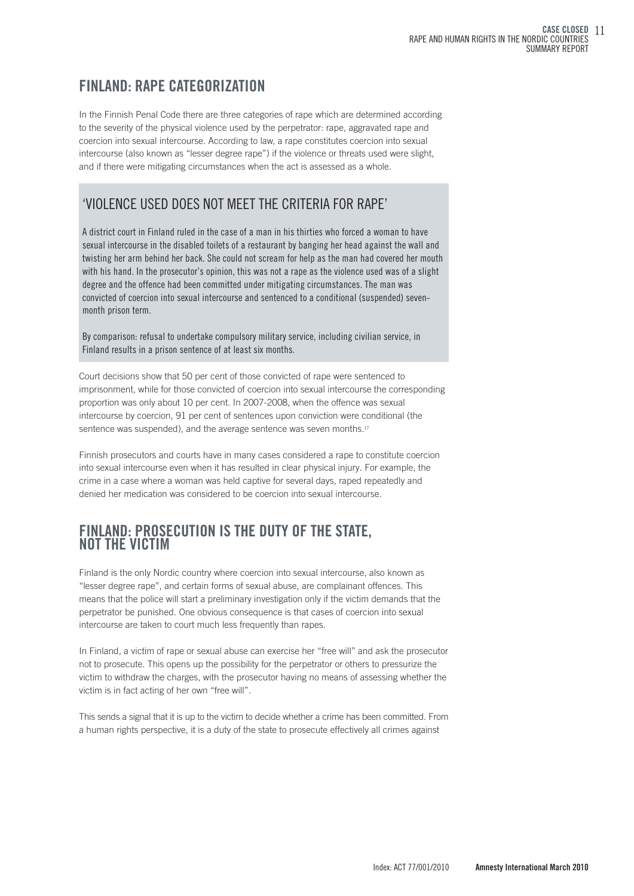## FINLAND: RAPE CATEGORIZATION

In the Finnish Penal Code there are three categories of rape which are determined according to the severity of the physical violence used by the perpetrator: rape, aggravated rape and coercion into sexual intercourse. According to law, a rape constitutes coercion into sexual intercourse (also known as "lesser degree rape") if the violence or threats used were slight, and if there were mitigating circumstances when the act is assessed as a whole.

### 'VIOLENCE USED DOES NOT MEET THE CRITERIA FOR RAPE'

A district court in Finland ruled in the case of a man in his thirties who forced a woman to have sexual intercourse in the disabled toilets of a restaurant by banging her head against the wall and twisting her arm behind her back. She could not scream for help as the man had covered her mouth with his hand. In the prosecutor's opinion, this was not a rape as the violence used was of a slight degree and the offence had been committed under mitigating circumstances. The man was convicted of coercion into sexual intercourse and sentenced to a conditional (suspended) seven-month prison term.

By comparison: refusal to undertake compulsory military service, including civilian service, in Finland results in a prison sentence of at least six months.

Court decisions show that 50 per cent of those convicted of rape were sentenced to imprisonment, while for those convicted of coercion into sexual intercourse the corresponding proportion was only about 10 per cent. In 2007-2008, when the offence was sexual intercourse by coercion, 91 per cent of sentences upon conviction were conditional (the sentence was suspended), and the average sentence was seven months.[17]

Finnish prosecutors and courts have in many cases considered a rape to constitute coercion into sexual intercourse even when it has resulted in clear physical injury. For example, the crime in a case where a woman was held captive for several days, raped repeatedly and denied her medication was considered to be coercion into sexual intercourse.

## FINLAND: PROSECUTION IS THE DUTY OF THE STATE, NOT THE VICTIM

Finland is the only Nordic country where coercion into sexual intercourse, also known as "lesser degree rape", and certain forms of sexual abuse, are complainant offences. This means that the police will start a preliminary investigation only if the victim demands that the perpetrator be punished. One obvious consequence is that cases of coercion into sexual intercourse are taken to court much less frequently than rapes.

In Finland, a victim of rape or sexual abuse can exercise her "free will" and ask the prosecutor not to prosecute. This opens up the possibility for the perpetrator or others to pressurize the victim to withdraw the charges, with the prosecutor having no means of assessing whether the victim is in fact acting of her own "free will".

This sends a signal that it is up to the victim to decide whether a crime has been committed. From a human rights perspective, it is a duty of the state to prosecute effectively all crimes against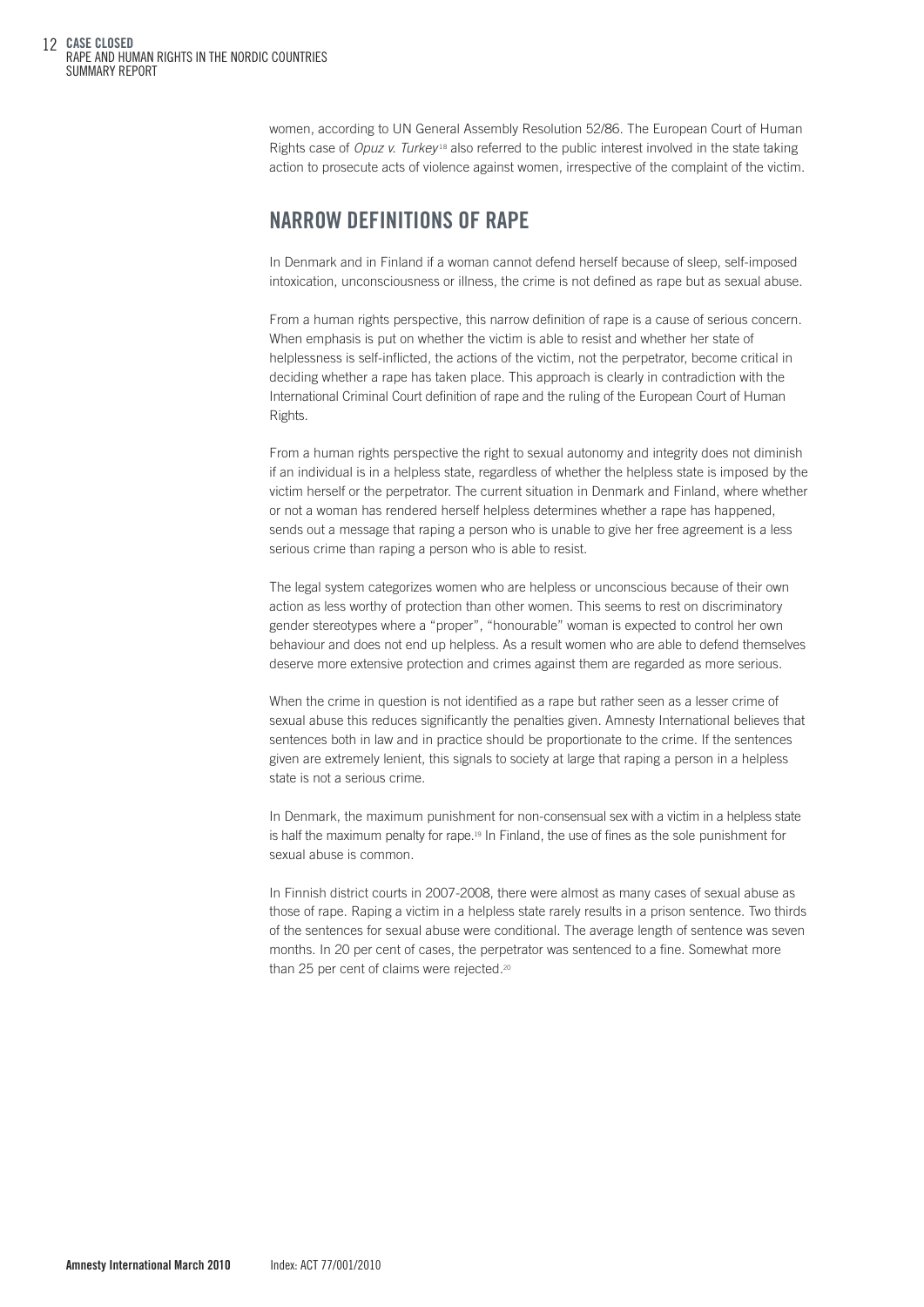women, according to UN General Assembly Resolution 52/86. The European Court of Human Rights case of *Opuz v. Turkey*[18] also referred to the public interest involved in the state taking action to prosecute acts of violence against women, irrespective of the complaint of the victim.

## NARROW DEFINITIONS OF RAPE

In Denmark and in Finland if a woman cannot defend herself because of sleep, self-imposed intoxication, unconsciousness or illness, the crime is not defined as rape but as sexual abuse.

From a human rights perspective, this narrow definition of rape is a cause of serious concern. When emphasis is put on whether the victim is able to resist and whether her state of helplessness is self-inflicted, the actions of the victim, not the perpetrator, become critical in deciding whether a rape has taken place. This approach is clearly in contradiction with the International Criminal Court definition of rape and the ruling of the European Court of Human Rights.

From a human rights perspective the right to sexual autonomy and integrity does not diminish if an individual is in a helpless state, regardless of whether the helpless state is imposed by the victim herself or the perpetrator. The current situation in Denmark and Finland, where whether or not a woman has rendered herself helpless determines whether a rape has happened, sends out a message that raping a person who is unable to give her free agreement is a less serious crime than raping a person who is able to resist.

The legal system categorizes women who are helpless or unconscious because of their own action as less worthy of protection than other women. This seems to rest on discriminatory gender stereotypes where a "proper", "honourable" woman is expected to control her own behaviour and does not end up helpless. As a result women who are able to defend themselves deserve more extensive protection and crimes against them are regarded as more serious.

When the crime in question is not identified as a rape but rather seen as a lesser crime of sexual abuse this reduces significantly the penalties given. Amnesty International believes that sentences both in law and in practice should be proportionate to the crime. If the sentences given are extremely lenient, this signals to society at large that raping a person in a helpless state is not a serious crime.

In Denmark, the maximum punishment for non-consensual sex with a victim in a helpless state is half the maximum penalty for rape.[19] In Finland, the use of fines as the sole punishment for sexual abuse is common.

In Finnish district courts in 2007-2008, there were almost as many cases of sexual abuse as those of rape. Raping a victim in a helpless state rarely results in a prison sentence. Two thirds of the sentences for sexual abuse were conditional. The average length of sentence was seven months. In 20 per cent of cases, the perpetrator was sentenced to a fine. Somewhat more than 25 per cent of claims were rejected.[20]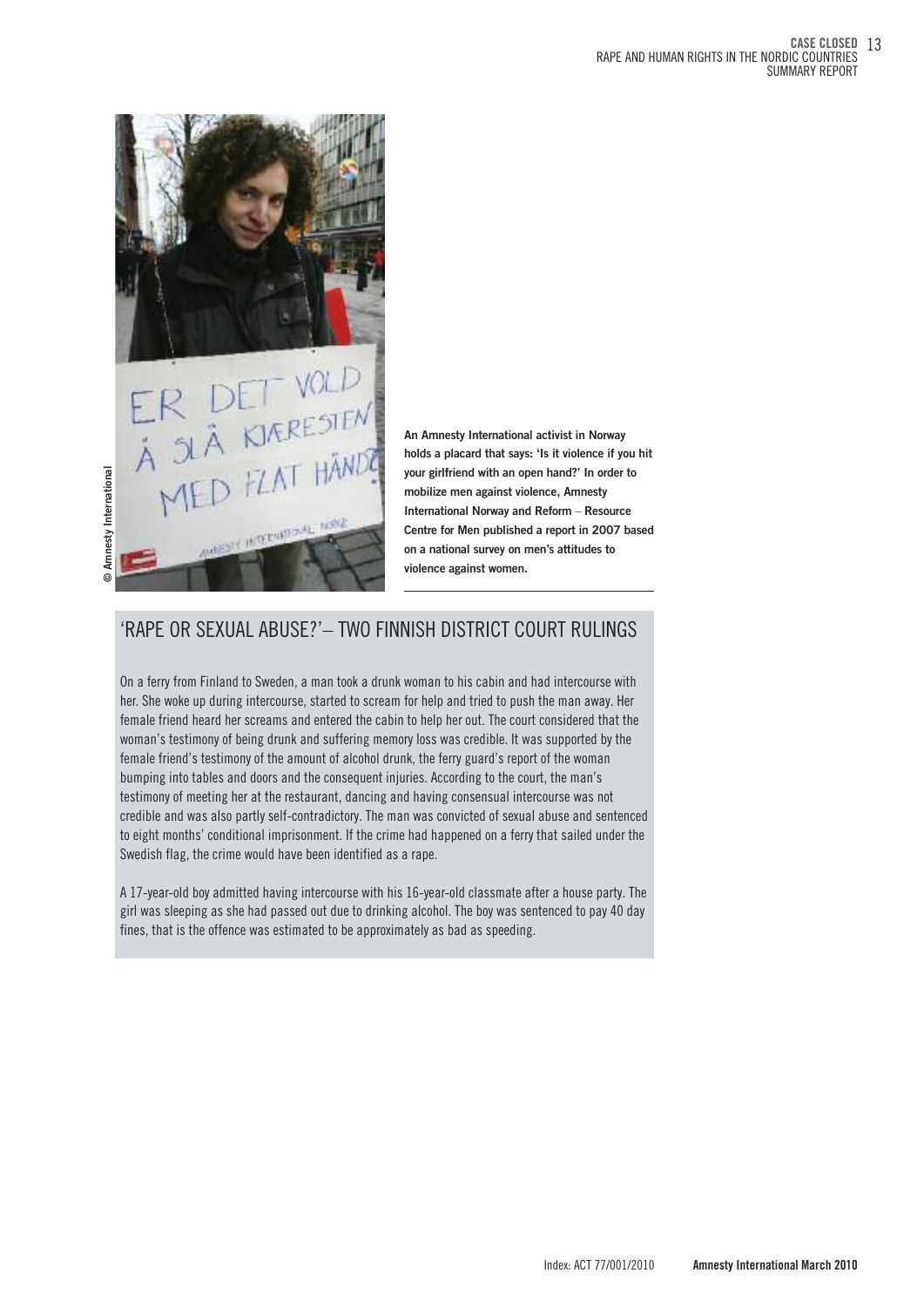An Amnesty International activist in Norway holds a placard that says: 'Is it violence if you hit your girlfriend with an open hand?' In order to mobilize men against violence, Amnesty International Norway and Reform – Resource Centre for Men published a report in 2007 based on a national survey on men's attitudes to violence against women.

## 'RAPE OR SEXUAL ABUSE?'– TWO FINNISH DISTRICT COURT RULINGS

On a ferry from Finland to Sweden, a man took a drunk woman to his cabin and had intercourse with her. She woke up during intercourse, started to scream for help and tried to push the man away. Her female friend heard her screams and entered the cabin to help her out. The court considered that the woman's testimony of being drunk and suffering memory loss was credible. It was supported by the female friend's testimony of the amount of alcohol drunk, the ferry guard's report of the woman bumping into tables and doors and the consequent injuries. According to the court, the man's testimony of meeting her at the restaurant, dancing and having consensual intercourse was not credible and was also partly self-contradictory. The man was convicted of sexual abuse and sentenced to eight months' conditional imprisonment. If the crime had happened on a ferry that sailed under the Swedish flag, the crime would have been identified as a rape.

A 17-year-old boy admitted having intercourse with his 16-year-old classmate after a house party. The girl was sleeping as she had passed out due to drinking alcohol. The boy was sentenced to pay 40 day fines, that is the offence was estimated to be approximately as bad as speeding.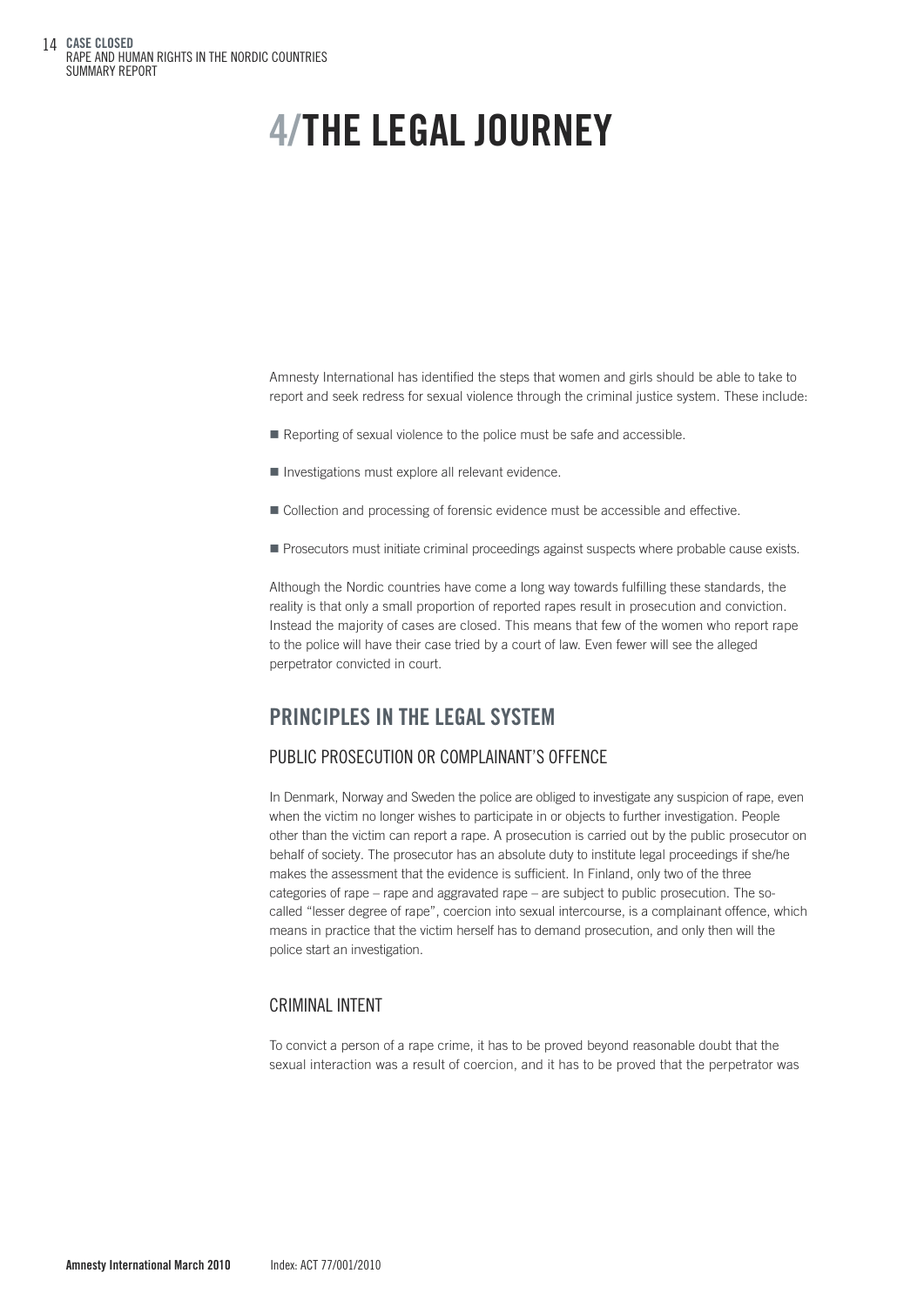# 4/THE LEGAL JOURNEY

Amnesty International has identified the steps that women and girls should be able to take to report and seek redress for sexual violence through the criminal justice system. These include:

- Reporting of sexual violence to the police must be safe and accessible.
- Investigations must explore all relevant evidence.
- Collection and processing of forensic evidence must be accessible and effective.
- Prosecutors must initiate criminal proceedings against suspects where probable cause exists.

Although the Nordic countries have come a long way towards fulfilling these standards, the reality is that only a small proportion of reported rapes result in prosecution and conviction. Instead the majority of cases are closed. This means that few of the women who report rape to the police will have their case tried by a court of law. Even fewer will see the alleged perpetrator convicted in court.

## PRINCIPLES IN THE LEGAL SYSTEM

### PUBLIC PROSECUTION OR COMPLAINANT'S OFFENCE

In Denmark, Norway and Sweden the police are obliged to investigate any suspicion of rape, even when the victim no longer wishes to participate in or objects to further investigation. People other than the victim can report a rape. A prosecution is carried out by the public prosecutor on behalf of society. The prosecutor has an absolute duty to institute legal proceedings if she/he makes the assessment that the evidence is sufficient. In Finland, only two of the three categories of rape – rape and aggravated rape – are subject to public prosecution. The so-called "lesser degree of rape", coercion into sexual intercourse, is a complainant offence, which means in practice that the victim herself has to demand prosecution, and only then will the police start an investigation.

### CRIMINAL INTENT

To convict a person of a rape crime, it has to be proved beyond reasonable doubt that the sexual interaction was a result of coercion, and it has to be proved that the perpetrator was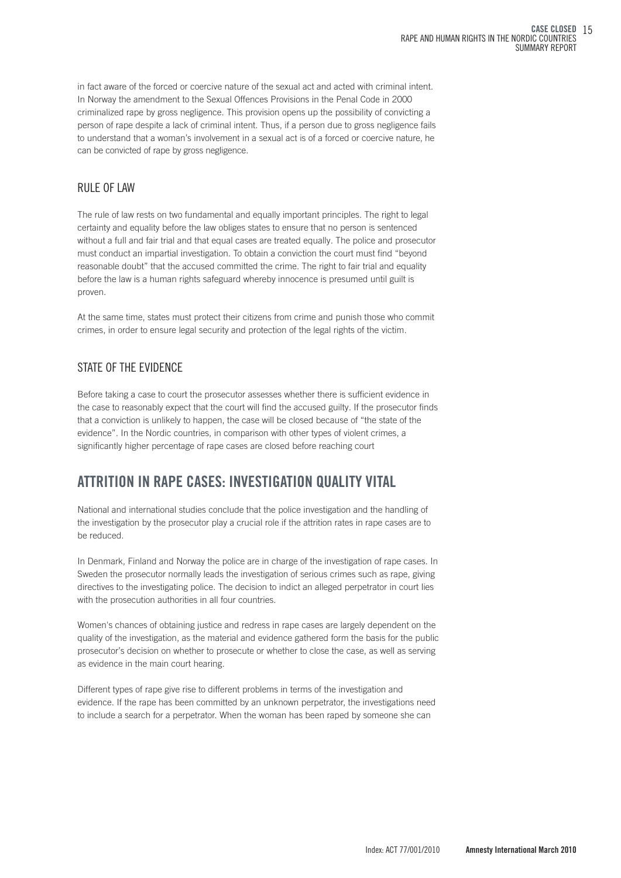in fact aware of the forced or coercive nature of the sexual act and acted with criminal intent. In Norway the amendment to the Sexual Offences Provisions in the Penal Code in 2000 criminalized rape by gross negligence. This provision opens up the possibility of convicting a person of rape despite a lack of criminal intent. Thus, if a person due to gross negligence fails to understand that a woman's involvement in a sexual act is of a forced or coercive nature, he can be convicted of rape by gross negligence.

### RULE OF LAW

The rule of law rests on two fundamental and equally important principles. The right to legal certainty and equality before the law obliges states to ensure that no person is sentenced without a full and fair trial and that equal cases are treated equally. The police and prosecutor must conduct an impartial investigation. To obtain a conviction the court must find "beyond reasonable doubt" that the accused committed the crime. The right to fair trial and equality before the law is a human rights safeguard whereby innocence is presumed until guilt is proven.

At the same time, states must protect their citizens from crime and punish those who commit crimes, in order to ensure legal security and protection of the legal rights of the victim.

### STATE OF THE EVIDENCE

Before taking a case to court the prosecutor assesses whether there is sufficient evidence in the case to reasonably expect that the court will find the accused guilty. If the prosecutor finds that a conviction is unlikely to happen, the case will be closed because of "the state of the evidence". In the Nordic countries, in comparison with other types of violent crimes, a significantly higher percentage of rape cases are closed before reaching court

## ATTRITION IN RAPE CASES: INVESTIGATION QUALITY VITAL

National and international studies conclude that the police investigation and the handling of the investigation by the prosecutor play a crucial role if the attrition rates in rape cases are to be reduced.

In Denmark, Finland and Norway the police are in charge of the investigation of rape cases. In Sweden the prosecutor normally leads the investigation of serious crimes such as rape, giving directives to the investigating police. The decision to indict an alleged perpetrator in court lies with the prosecution authorities in all four countries.

Women's chances of obtaining justice and redress in rape cases are largely dependent on the quality of the investigation, as the material and evidence gathered form the basis for the public prosecutor's decision on whether to prosecute or whether to close the case, as well as serving as evidence in the main court hearing.

Different types of rape give rise to different problems in terms of the investigation and evidence. If the rape has been committed by an unknown perpetrator, the investigations need to include a search for a perpetrator. When the woman has been raped by someone she can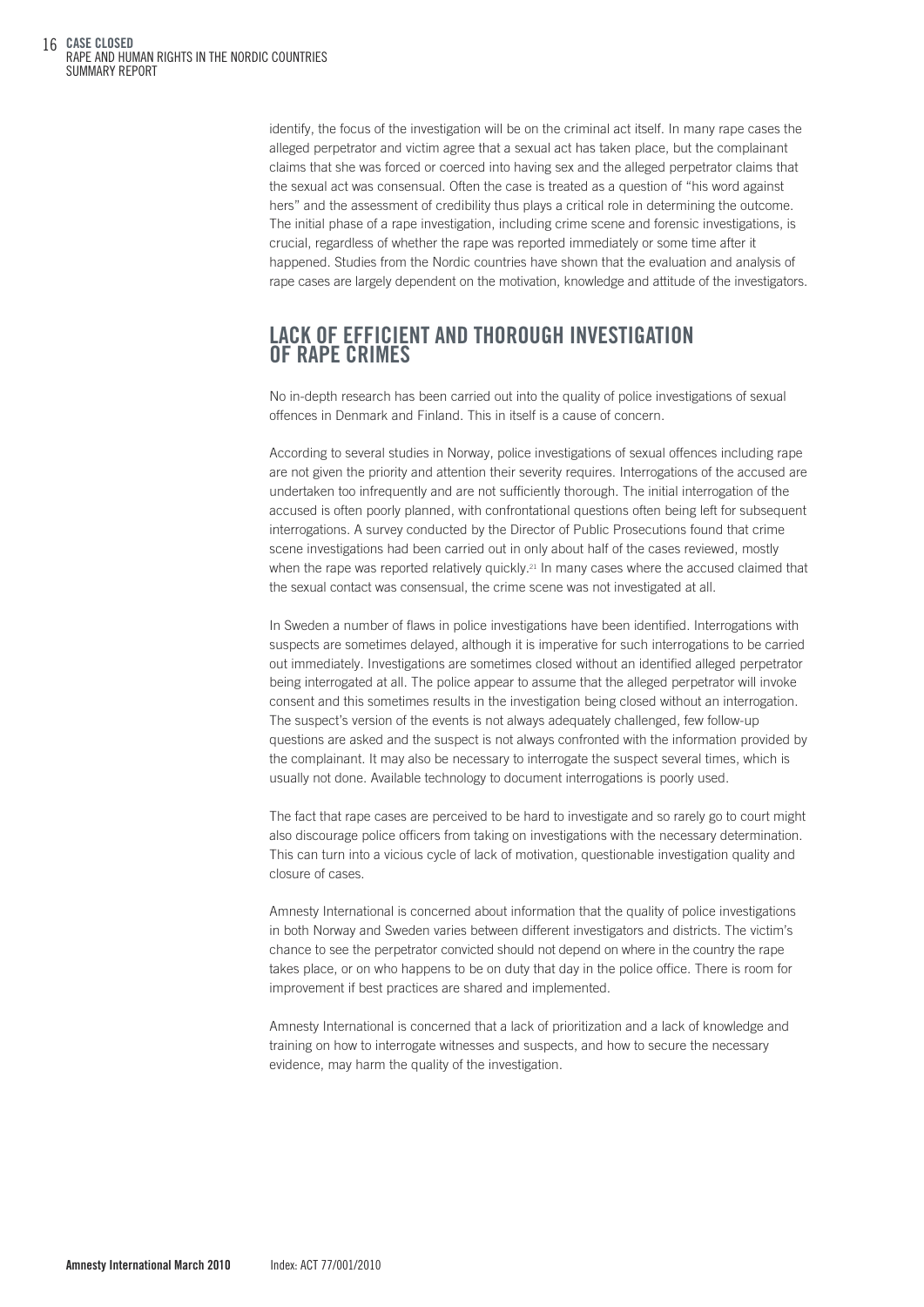identify, the focus of the investigation will be on the criminal act itself. In many rape cases the alleged perpetrator and victim agree that a sexual act has taken place, but the complainant claims that she was forced or coerced into having sex and the alleged perpetrator claims that the sexual act was consensual. Often the case is treated as a question of "his word against hers" and the assessment of credibility thus plays a critical role in determining the outcome. The initial phase of a rape investigation, including crime scene and forensic investigations, is crucial, regardless of whether the rape was reported immediately or some time after it happened. Studies from the Nordic countries have shown that the evaluation and analysis of rape cases are largely dependent on the motivation, knowledge and attitude of the investigators.

## LACK OF EFFICIENT AND THOROUGH INVESTIGATION OF RAPE CRIMES

No in-depth research has been carried out into the quality of police investigations of sexual offences in Denmark and Finland. This in itself is a cause of concern.

According to several studies in Norway, police investigations of sexual offences including rape are not given the priority and attention their severity requires. Interrogations of the accused are undertaken too infrequently and are not sufficiently thorough. The initial interrogation of the accused is often poorly planned, with confrontational questions often being left for subsequent interrogations. A survey conducted by the Director of Public Prosecutions found that crime scene investigations had been carried out in only about half of the cases reviewed, mostly when the rape was reported relatively quickly.[21] In many cases where the accused claimed that the sexual contact was consensual, the crime scene was not investigated at all.

In Sweden a number of flaws in police investigations have been identified. Interrogations with suspects are sometimes delayed, although it is imperative for such interrogations to be carried out immediately. Investigations are sometimes closed without an identified alleged perpetrator being interrogated at all. The police appear to assume that the alleged perpetrator will invoke consent and this sometimes results in the investigation being closed without an interrogation. The suspect's version of the events is not always adequately challenged, few follow-up questions are asked and the suspect is not always confronted with the information provided by the complainant. It may also be necessary to interrogate the suspect several times, which is usually not done. Available technology to document interrogations is poorly used.

The fact that rape cases are perceived to be hard to investigate and so rarely go to court might also discourage police officers from taking on investigations with the necessary determination. This can turn into a vicious cycle of lack of motivation, questionable investigation quality and closure of cases.

Amnesty International is concerned about information that the quality of police investigations in both Norway and Sweden varies between different investigators and districts. The victim's chance to see the perpetrator convicted should not depend on where in the country the rape takes place, or on who happens to be on duty that day in the police office. There is room for improvement if best practices are shared and implemented.

Amnesty International is concerned that a lack of prioritization and a lack of knowledge and training on how to interrogate witnesses and suspects, and how to secure the necessary evidence, may harm the quality of the investigation.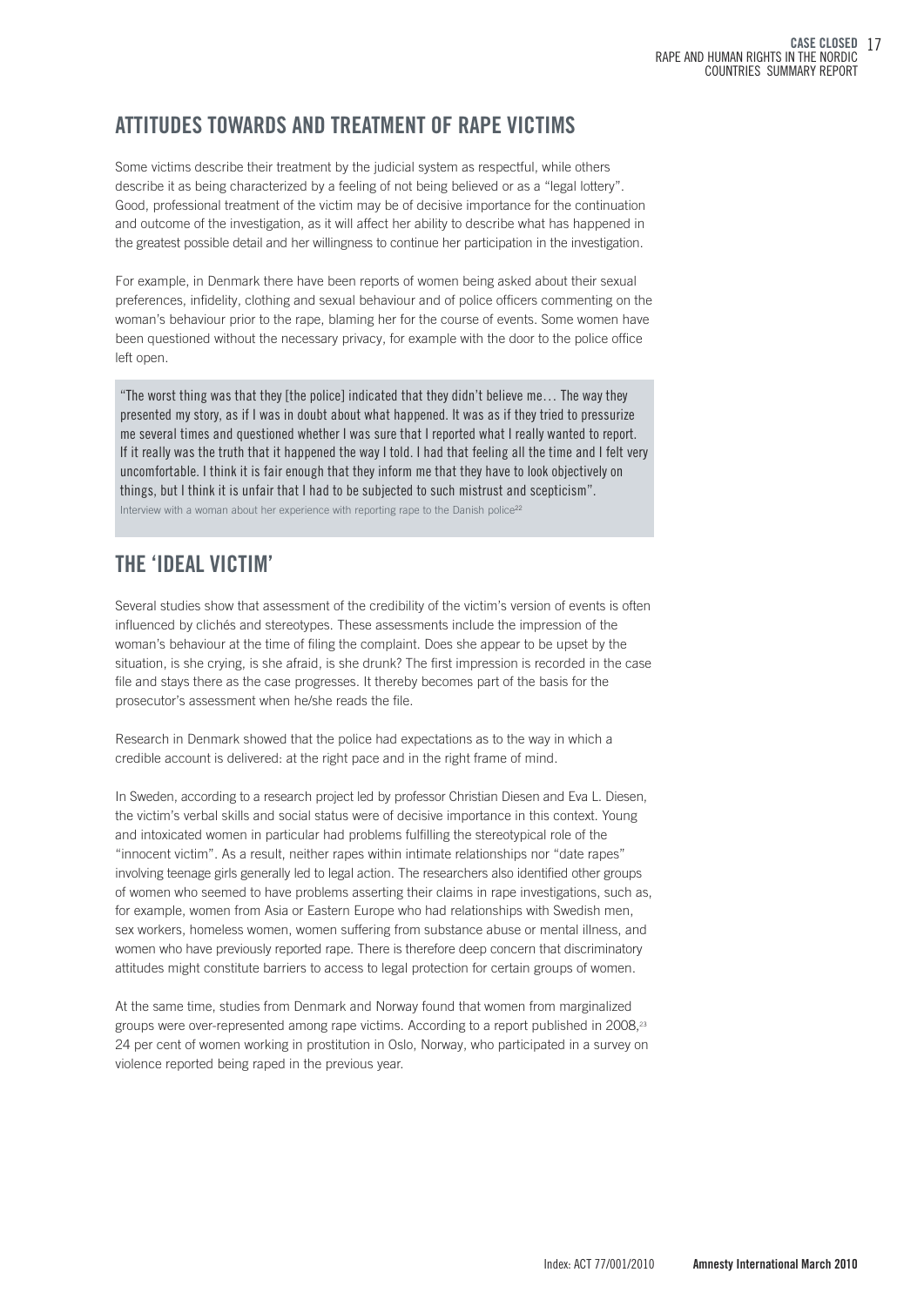## ATTITUDES TOWARDS AND TREATMENT OF RAPE VICTIMS

Some victims describe their treatment by the judicial system as respectful, while others describe it as being characterized by a feeling of not being believed or as a "legal lottery". Good, professional treatment of the victim may be of decisive importance for the continuation and outcome of the investigation, as it will affect her ability to describe what has happened in the greatest possible detail and her willingness to continue her participation in the investigation.

For example, in Denmark there have been reports of women being asked about their sexual preferences, infidelity, clothing and sexual behaviour and of police officers commenting on the woman's behaviour prior to the rape, blaming her for the course of events. Some women have been questioned without the necessary privacy, for example with the door to the police office left open.

> "The worst thing was that they [the police] indicated that they didn't believe me… The way they presented my story, as if I was in doubt about what happened. It was as if they tried to pressurize me several times and questioned whether I was sure that I reported what I really wanted to report. If it really was the truth that it happened the way I told. I had that feeling all the time and I felt very uncomfortable. I think it is fair enough that they inform me that they have to look objectively on things, but I think it is unfair that I had to be subjected to such mistrust and scepticism".
>
> Interview with a woman about her experience with reporting rape to the Danish police[22]

## THE 'IDEAL VICTIM'

Several studies show that assessment of the credibility of the victim's version of events is often influenced by clichés and stereotypes. These assessments include the impression of the woman's behaviour at the time of filing the complaint. Does she appear to be upset by the situation, is she crying, is she afraid, is she drunk? The first impression is recorded in the case file and stays there as the case progresses. It thereby becomes part of the basis for the prosecutor's assessment when he/she reads the file.

Research in Denmark showed that the police had expectations as to the way in which a credible account is delivered: at the right pace and in the right frame of mind.

In Sweden, according to a research project led by professor Christian Diesen and Eva L. Diesen, the victim's verbal skills and social status were of decisive importance in this context. Young and intoxicated women in particular had problems fulfilling the stereotypical role of the "innocent victim". As a result, neither rapes within intimate relationships nor "date rapes" involving teenage girls generally led to legal action. The researchers also identified other groups of women who seemed to have problems asserting their claims in rape investigations, such as, for example, women from Asia or Eastern Europe who had relationships with Swedish men, sex workers, homeless women, women suffering from substance abuse or mental illness, and women who have previously reported rape. There is therefore deep concern that discriminatory attitudes might constitute barriers to access to legal protection for certain groups of women.

At the same time, studies from Denmark and Norway found that women from marginalized groups were over-represented among rape victims. According to a report published in 2008,[23] 24 per cent of women working in prostitution in Oslo, Norway, who participated in a survey on violence reported being raped in the previous year.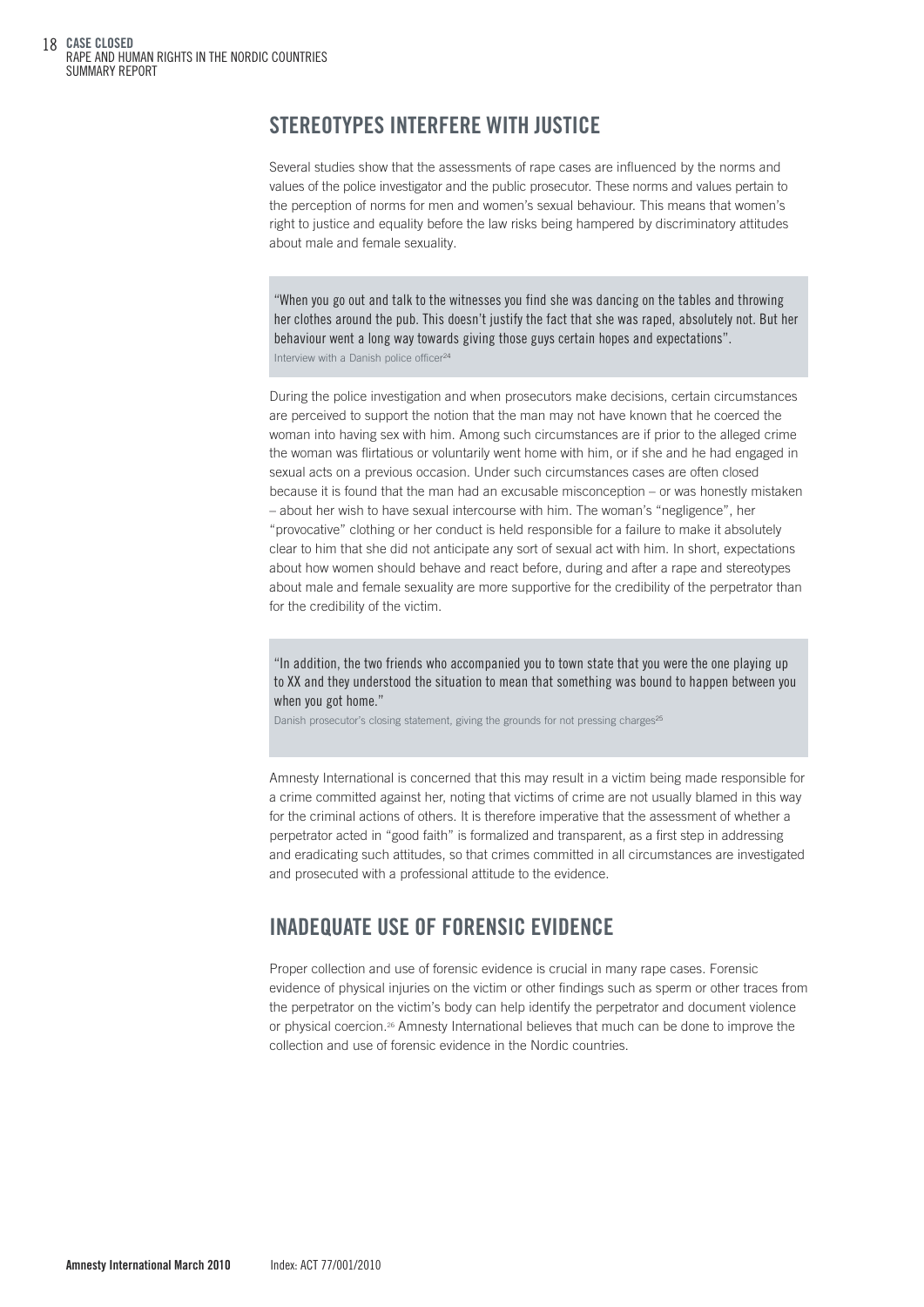## STEREOTYPES INTERFERE WITH JUSTICE

Several studies show that the assessments of rape cases are influenced by the norms and values of the police investigator and the public prosecutor. These norms and values pertain to the perception of norms for men and women's sexual behaviour. This means that women's right to justice and equality before the law risks being hampered by discriminatory attitudes about male and female sexuality.

> "When you go out and talk to the witnesses you find she was dancing on the tables and throwing her clothes around the pub. This doesn't justify the fact that she was raped, absolutely not. But her behaviour went a long way towards giving those guys certain hopes and expectations".
> Interview with a Danish police officer[24]

During the police investigation and when prosecutors make decisions, certain circumstances are perceived to support the notion that the man may not have known that he coerced the woman into having sex with him. Among such circumstances are if prior to the alleged crime the woman was flirtatious or voluntarily went home with him, or if she and he had engaged in sexual acts on a previous occasion. Under such circumstances cases are often closed because it is found that the man had an excusable misconception – or was honestly mistaken – about her wish to have sexual intercourse with him. The woman's "negligence", her "provocative" clothing or her conduct is held responsible for a failure to make it absolutely clear to him that she did not anticipate any sort of sexual act with him. In short, expectations about how women should behave and react before, during and after a rape and stereotypes about male and female sexuality are more supportive for the credibility of the perpetrator than for the credibility of the victim.

> "In addition, the two friends who accompanied you to town state that you were the one playing up to XX and they understood the situation to mean that something was bound to happen between you when you got home."
> Danish prosecutor's closing statement, giving the grounds for not pressing charges[25]

Amnesty International is concerned that this may result in a victim being made responsible for a crime committed against her, noting that victims of crime are not usually blamed in this way for the criminal actions of others. It is therefore imperative that the assessment of whether a perpetrator acted in "good faith" is formalized and transparent, as a first step in addressing and eradicating such attitudes, so that crimes committed in all circumstances are investigated and prosecuted with a professional attitude to the evidence.

## INADEQUATE USE OF FORENSIC EVIDENCE

Proper collection and use of forensic evidence is crucial in many rape cases. Forensic evidence of physical injuries on the victim or other findings such as sperm or other traces from the perpetrator on the victim's body can help identify the perpetrator and document violence or physical coercion.[26] Amnesty International believes that much can be done to improve the collection and use of forensic evidence in the Nordic countries.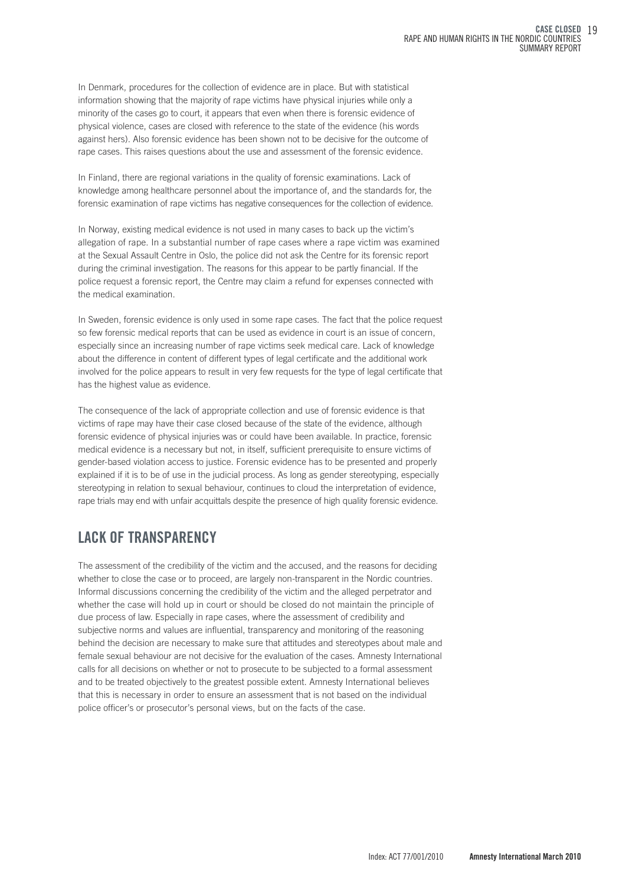In Denmark, procedures for the collection of evidence are in place. But with statistical information showing that the majority of rape victims have physical injuries while only a minority of the cases go to court, it appears that even when there is forensic evidence of physical violence, cases are closed with reference to the state of the evidence (his words against hers). Also forensic evidence has been shown not to be decisive for the outcome of rape cases. This raises questions about the use and assessment of the forensic evidence.

In Finland, there are regional variations in the quality of forensic examinations. Lack of knowledge among healthcare personnel about the importance of, and the standards for, the forensic examination of rape victims has negative consequences for the collection of evidence.

In Norway, existing medical evidence is not used in many cases to back up the victim's allegation of rape. In a substantial number of rape cases where a rape victim was examined at the Sexual Assault Centre in Oslo, the police did not ask the Centre for its forensic report during the criminal investigation. The reasons for this appear to be partly financial. If the police request a forensic report, the Centre may claim a refund for expenses connected with the medical examination.

In Sweden, forensic evidence is only used in some rape cases. The fact that the police request so few forensic medical reports that can be used as evidence in court is an issue of concern, especially since an increasing number of rape victims seek medical care. Lack of knowledge about the difference in content of different types of legal certificate and the additional work involved for the police appears to result in very few requests for the type of legal certificate that has the highest value as evidence.

The consequence of the lack of appropriate collection and use of forensic evidence is that victims of rape may have their case closed because of the state of the evidence, although forensic evidence of physical injuries was or could have been available. In practice, forensic medical evidence is a necessary but not, in itself, sufficient prerequisite to ensure victims of gender-based violation access to justice. Forensic evidence has to be presented and properly explained if it is to be of use in the judicial process. As long as gender stereotyping, especially stereotyping in relation to sexual behaviour, continues to cloud the interpretation of evidence, rape trials may end with unfair acquittals despite the presence of high quality forensic evidence.

## LACK OF TRANSPARENCY

The assessment of the credibility of the victim and the accused, and the reasons for deciding whether to close the case or to proceed, are largely non-transparent in the Nordic countries. Informal discussions concerning the credibility of the victim and the alleged perpetrator and whether the case will hold up in court or should be closed do not maintain the principle of due process of law. Especially in rape cases, where the assessment of credibility and subjective norms and values are influential, transparency and monitoring of the reasoning behind the decision are necessary to make sure that attitudes and stereotypes about male and female sexual behaviour are not decisive for the evaluation of the cases. Amnesty International calls for all decisions on whether or not to prosecute to be subjected to a formal assessment and to be treated objectively to the greatest possible extent. Amnesty International believes that this is necessary in order to ensure an assessment that is not based on the individual police officer's or prosecutor's personal views, but on the facts of the case.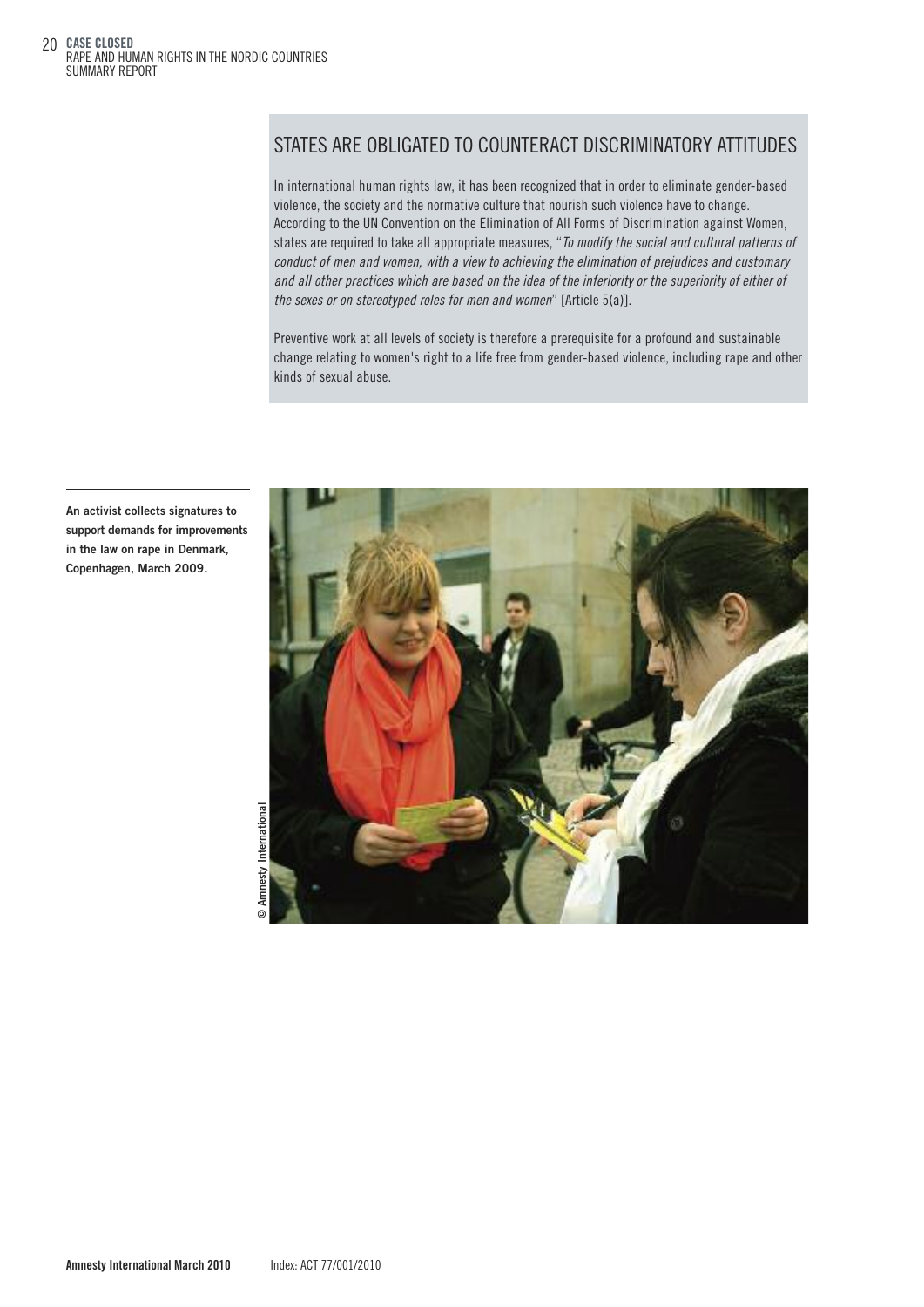## STATES ARE OBLIGATED TO COUNTERACT DISCRIMINATORY ATTITUDES

In international human rights law, it has been recognized that in order to eliminate gender-based violence, the society and the normative culture that nourish such violence have to change. According to the UN Convention on the Elimination of All Forms of Discrimination against Women, states are required to take all appropriate measures, "*To modify the social and cultural patterns of conduct of men and women, with a view to achieving the elimination of prejudices and customary and all other practices which are based on the idea of the inferiority or the superiority of either of the sexes or on stereotyped roles for men and women*" [Article 5(a)].

Preventive work at all levels of society is therefore a prerequisite for a profound and sustainable change relating to women's right to a life free from gender-based violence, including rape and other kinds of sexual abuse.

**An activist collects signatures to support demands for improvements in the law on rape in Denmark, Copenhagen, March 2009.**

© Amnesty International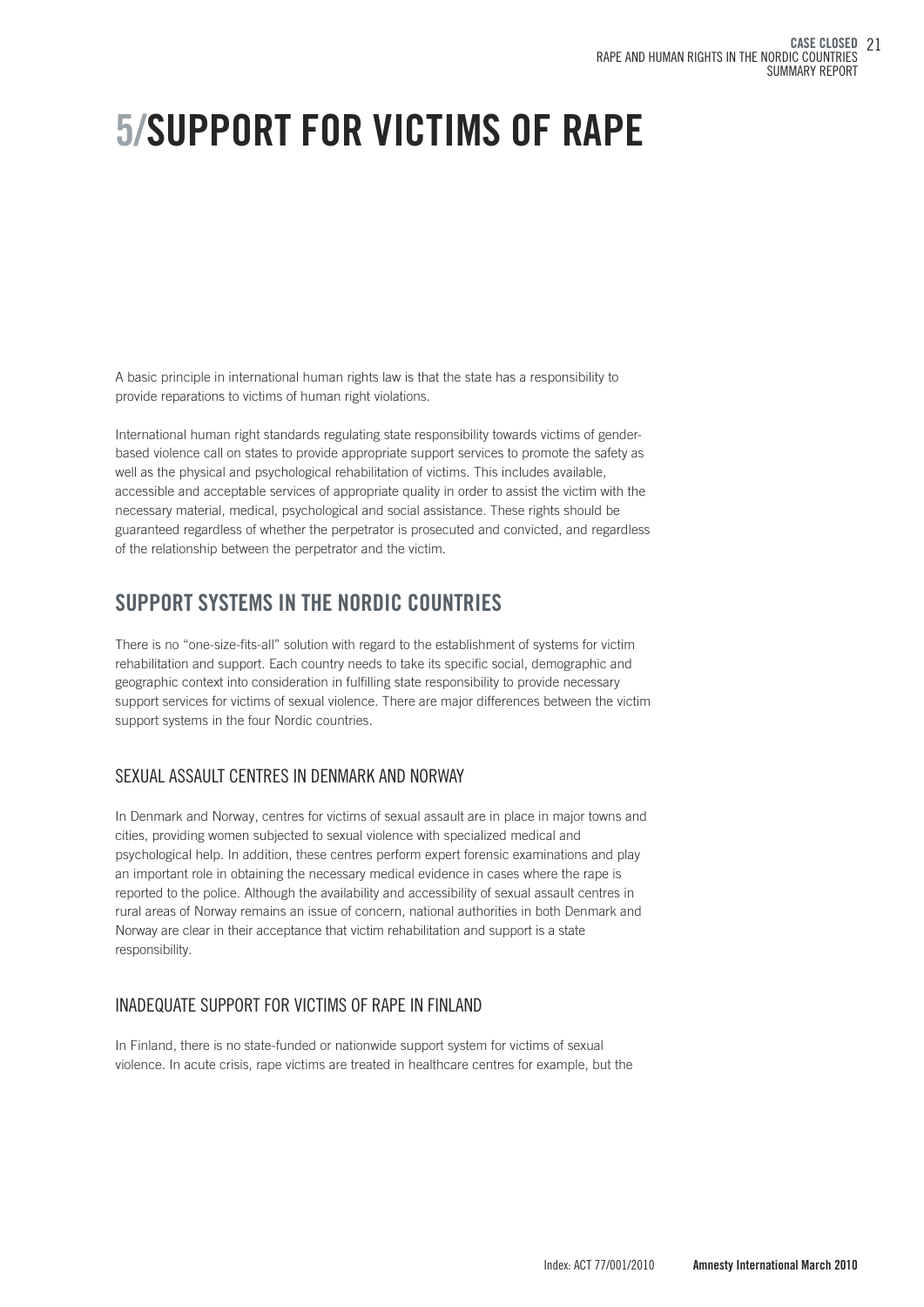# 5/SUPPORT FOR VICTIMS OF RAPE

A basic principle in international human rights law is that the state has a responsibility to provide reparations to victims of human right violations.

International human right standards regulating state responsibility towards victims of gender-based violence call on states to provide appropriate support services to promote the safety as well as the physical and psychological rehabilitation of victims. This includes available, accessible and acceptable services of appropriate quality in order to assist the victim with the necessary material, medical, psychological and social assistance. These rights should be guaranteed regardless of whether the perpetrator is prosecuted and convicted, and regardless of the relationship between the perpetrator and the victim.

## SUPPORT SYSTEMS IN THE NORDIC COUNTRIES

There is no "one-size-fits-all" solution with regard to the establishment of systems for victim rehabilitation and support. Each country needs to take its specific social, demographic and geographic context into consideration in fulfilling state responsibility to provide necessary support services for victims of sexual violence. There are major differences between the victim support systems in the four Nordic countries.

### SEXUAL ASSAULT CENTRES IN DENMARK AND NORWAY

In Denmark and Norway, centres for victims of sexual assault are in place in major towns and cities, providing women subjected to sexual violence with specialized medical and psychological help. In addition, these centres perform expert forensic examinations and play an important role in obtaining the necessary medical evidence in cases where the rape is reported to the police. Although the availability and accessibility of sexual assault centres in rural areas of Norway remains an issue of concern, national authorities in both Denmark and Norway are clear in their acceptance that victim rehabilitation and support is a state responsibility.

### INADEQUATE SUPPORT FOR VICTIMS OF RAPE IN FINLAND

In Finland, there is no state-funded or nationwide support system for victims of sexual violence. In acute crisis, rape victims are treated in healthcare centres for example, but the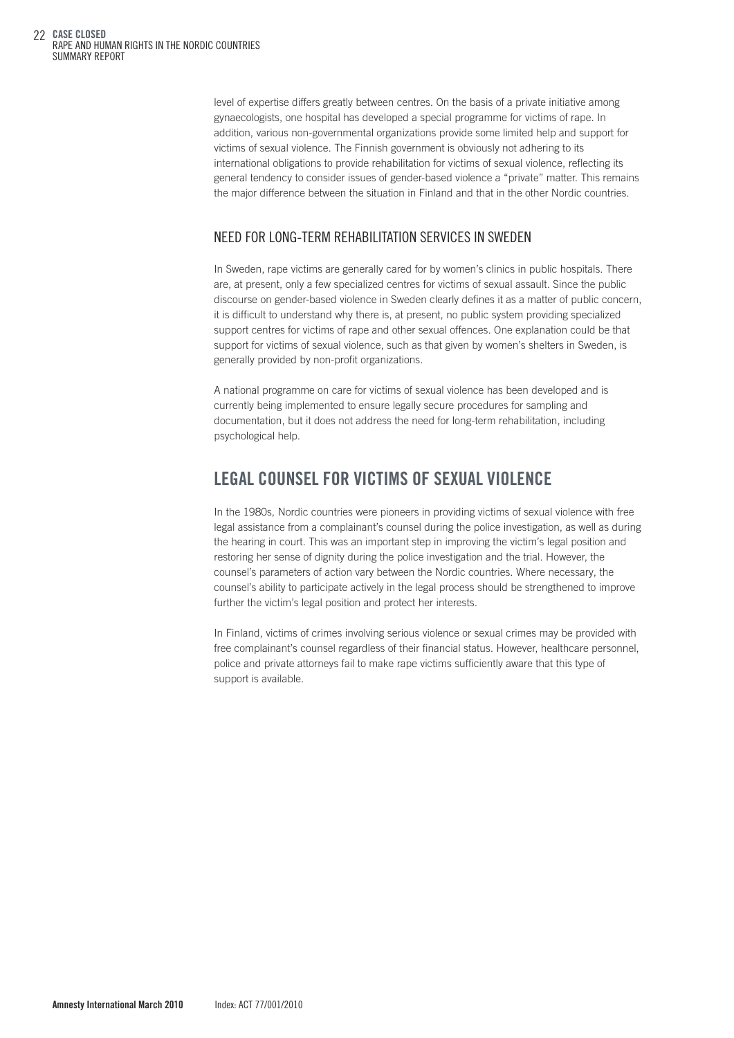level of expertise differs greatly between centres. On the basis of a private initiative among gynaecologists, one hospital has developed a special programme for victims of rape. In addition, various non-governmental organizations provide some limited help and support for victims of sexual violence. The Finnish government is obviously not adhering to its international obligations to provide rehabilitation for victims of sexual violence, reflecting its general tendency to consider issues of gender-based violence a "private" matter. This remains the major difference between the situation in Finland and that in the other Nordic countries.

### NEED FOR LONG-TERM REHABILITATION SERVICES IN SWEDEN

In Sweden, rape victims are generally cared for by women's clinics in public hospitals. There are, at present, only a few specialized centres for victims of sexual assault. Since the public discourse on gender-based violence in Sweden clearly defines it as a matter of public concern, it is difficult to understand why there is, at present, no public system providing specialized support centres for victims of rape and other sexual offences. One explanation could be that support for victims of sexual violence, such as that given by women's shelters in Sweden, is generally provided by non-profit organizations.

A national programme on care for victims of sexual violence has been developed and is currently being implemented to ensure legally secure procedures for sampling and documentation, but it does not address the need for long-term rehabilitation, including psychological help.

## LEGAL COUNSEL FOR VICTIMS OF SEXUAL VIOLENCE

In the 1980s, Nordic countries were pioneers in providing victims of sexual violence with free legal assistance from a complainant's counsel during the police investigation, as well as during the hearing in court. This was an important step in improving the victim's legal position and restoring her sense of dignity during the police investigation and the trial. However, the counsel's parameters of action vary between the Nordic countries. Where necessary, the counsel's ability to participate actively in the legal process should be strengthened to improve further the victim's legal position and protect her interests.

In Finland, victims of crimes involving serious violence or sexual crimes may be provided with free complainant's counsel regardless of their financial status. However, healthcare personnel, police and private attorneys fail to make rape victims sufficiently aware that this type of support is available.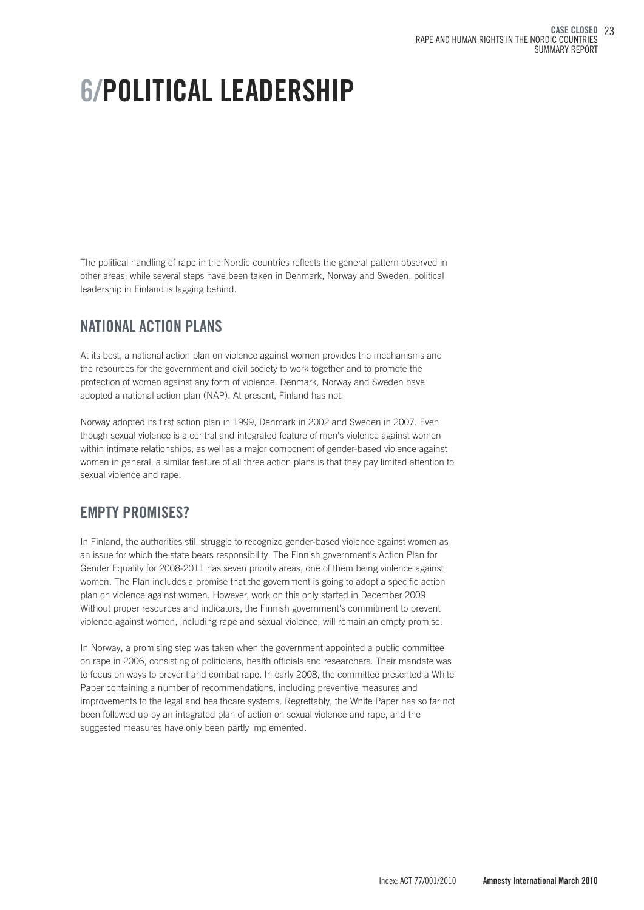# 6/POLITICAL LEADERSHIP

The political handling of rape in the Nordic countries reflects the general pattern observed in other areas: while several steps have been taken in Denmark, Norway and Sweden, political leadership in Finland is lagging behind.

## NATIONAL ACTION PLANS

At its best, a national action plan on violence against women provides the mechanisms and the resources for the government and civil society to work together and to promote the protection of women against any form of violence. Denmark, Norway and Sweden have adopted a national action plan (NAP). At present, Finland has not.

Norway adopted its first action plan in 1999, Denmark in 2002 and Sweden in 2007. Even though sexual violence is a central and integrated feature of men's violence against women within intimate relationships, as well as a major component of gender-based violence against women in general, a similar feature of all three action plans is that they pay limited attention to sexual violence and rape.

## EMPTY PROMISES?

In Finland, the authorities still struggle to recognize gender-based violence against women as an issue for which the state bears responsibility. The Finnish government's Action Plan for Gender Equality for 2008-2011 has seven priority areas, one of them being violence against women. The Plan includes a promise that the government is going to adopt a specific action plan on violence against women. However, work on this only started in December 2009. Without proper resources and indicators, the Finnish government's commitment to prevent violence against women, including rape and sexual violence, will remain an empty promise.

In Norway, a promising step was taken when the government appointed a public committee on rape in 2006, consisting of politicians, health officials and researchers. Their mandate was to focus on ways to prevent and combat rape. In early 2008, the committee presented a White Paper containing a number of recommendations, including preventive measures and improvements to the legal and healthcare systems. Regrettably, the White Paper has so far not been followed up by an integrated plan of action on sexual violence and rape, and the suggested measures have only been partly implemented.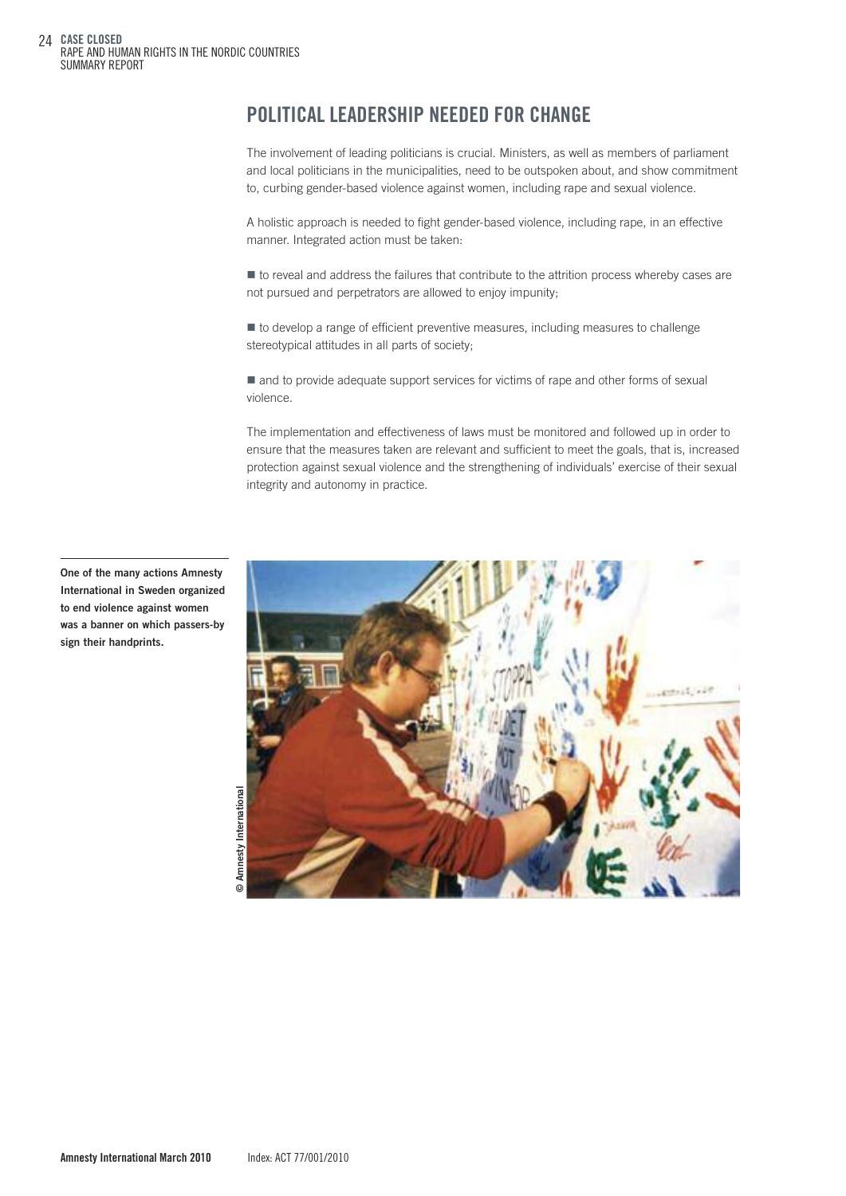## POLITICAL LEADERSHIP NEEDED FOR CHANGE

The involvement of leading politicians is crucial. Ministers, as well as members of parliament and local politicians in the municipalities, need to be outspoken about, and show commitment to, curbing gender-based violence against women, including rape and sexual violence.

A holistic approach is needed to fight gender-based violence, including rape, in an effective manner. Integrated action must be taken:

- to reveal and address the failures that contribute to the attrition process whereby cases are not pursued and perpetrators are allowed to enjoy impunity;
- to develop a range of efficient preventive measures, including measures to challenge stereotypical attitudes in all parts of society;
- and to provide adequate support services for victims of rape and other forms of sexual violence.

The implementation and effectiveness of laws must be monitored and followed up in order to ensure that the measures taken are relevant and sufficient to meet the goals, that is, increased protection against sexual violence and the strengthening of individuals' exercise of their sexual integrity and autonomy in practice.

**One of the many actions Amnesty International in Sweden organized to end violence against women was a banner on which passers-by sign their handprints.**

© Amnesty International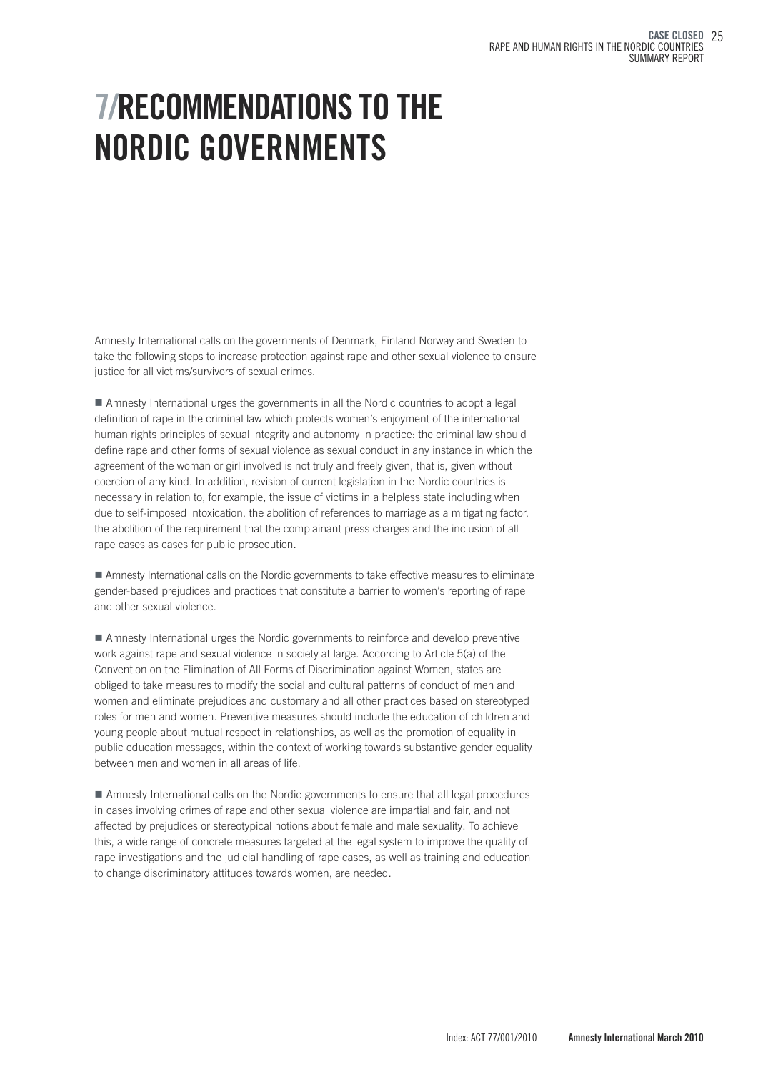# 7/RECOMMENDATIONS TO THE NORDIC GOVERNMENTS

Amnesty International calls on the governments of Denmark, Finland Norway and Sweden to take the following steps to increase protection against rape and other sexual violence to ensure justice for all victims/survivors of sexual crimes.

- Amnesty International urges the governments in all the Nordic countries to adopt a legal definition of rape in the criminal law which protects women's enjoyment of the international human rights principles of sexual integrity and autonomy in practice: the criminal law should define rape and other forms of sexual violence as sexual conduct in any instance in which the agreement of the woman or girl involved is not truly and freely given, that is, given without coercion of any kind. In addition, revision of current legislation in the Nordic countries is necessary in relation to, for example, the issue of victims in a helpless state including when due to self-imposed intoxication, the abolition of references to marriage as a mitigating factor, the abolition of the requirement that the complainant press charges and the inclusion of all rape cases as cases for public prosecution.

- Amnesty International calls on the Nordic governments to take effective measures to eliminate gender-based prejudices and practices that constitute a barrier to women's reporting of rape and other sexual violence.

- Amnesty International urges the Nordic governments to reinforce and develop preventive work against rape and sexual violence in society at large. According to Article 5(a) of the Convention on the Elimination of All Forms of Discrimination against Women, states are obliged to take measures to modify the social and cultural patterns of conduct of men and women and eliminate prejudices and customary and all other practices based on stereotyped roles for men and women. Preventive measures should include the education of children and young people about mutual respect in relationships, as well as the promotion of equality in public education messages, within the context of working towards substantive gender equality between men and women in all areas of life.

- Amnesty International calls on the Nordic governments to ensure that all legal procedures in cases involving crimes of rape and other sexual violence are impartial and fair, and not affected by prejudices or stereotypical notions about female and male sexuality. To achieve this, a wide range of concrete measures targeted at the legal system to improve the quality of rape investigations and the judicial handling of rape cases, as well as training and education to change discriminatory attitudes towards women, are needed.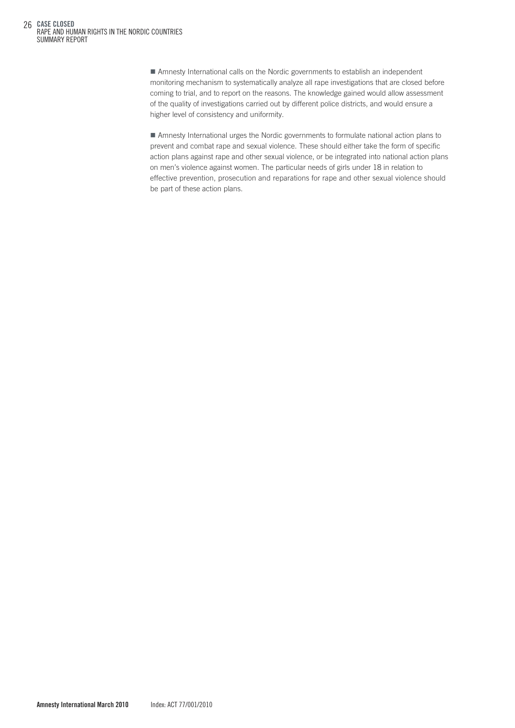- Amnesty International calls on the Nordic governments to establish an independent monitoring mechanism to systematically analyze all rape investigations that are closed before coming to trial, and to report on the reasons. The knowledge gained would allow assessment of the quality of investigations carried out by different police districts, and would ensure a higher level of consistency and uniformity.

- Amnesty International urges the Nordic governments to formulate national action plans to prevent and combat rape and sexual violence. These should either take the form of specific action plans against rape and other sexual violence, or be integrated into national action plans on men's violence against women. The particular needs of girls under 18 in relation to effective prevention, prosecution and reparations for rape and other sexual violence should be part of these action plans.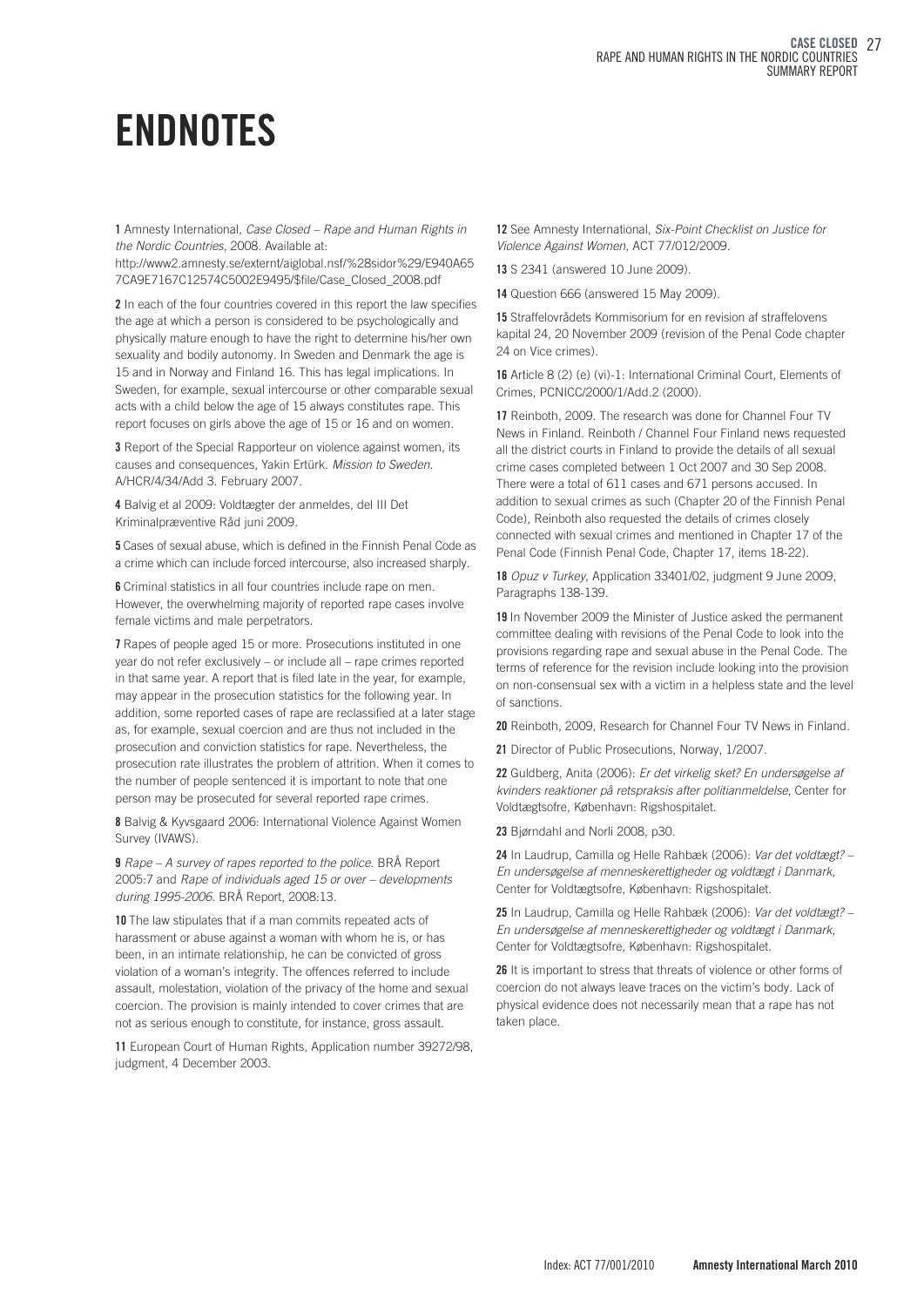# ENDNOTES

**1** Amnesty International, *Case Closed – Rape and Human Rights in the Nordic Countries*, 2008. Available at: http://www2.amnesty.se/externt/aiglobal.nsf/%28sidor%29/E940A657CA9E7167C12574C5002E9495/$file/Case_Closed_2008.pdf

**2** In each of the four countries covered in this report the law specifies the age at which a person is considered to be psychologically and physically mature enough to have the right to determine his/her own sexuality and bodily autonomy. In Sweden and Denmark the age is 15 and in Norway and Finland 16. This has legal implications. In Sweden, for example, sexual intercourse or other comparable sexual acts with a child below the age of 15 always constitutes rape. This report focuses on girls above the age of 15 or 16 and on women.

**3** Report of the Special Rapporteur on violence against women, its causes and consequences, Yakin Ertürk. *Mission to Sweden.* A/HCR/4/34/Add 3. February 2007.

**4** Balvig et al 2009: Voldtægter der anmeldes, del III Det Kriminalpræventive Råd juni 2009.

**5** Cases of sexual abuse, which is defined in the Finnish Penal Code as a crime which can include forced intercourse, also increased sharply.

**6** Criminal statistics in all four countries include rape on men. However, the overwhelming majority of reported rape cases involve female victims and male perpetrators.

**7** Rapes of people aged 15 or more. Prosecutions instituted in one year do not refer exclusively – or include all – rape crimes reported in that same year. A report that is filed late in the year, for example, may appear in the prosecution statistics for the following year. In addition, some reported cases of rape are reclassified at a later stage as, for example, sexual coercion and are thus not included in the prosecution and conviction statistics for rape. Nevertheless, the prosecution rate illustrates the problem of attrition. When it comes to the number of people sentenced it is important to note that one person may be prosecuted for several reported rape crimes.

**8** Balvig & Kyvsgaard 2006: International Violence Against Women Survey (IVAWS).

**9** *Rape – A survey of rapes reported to the police.* BRÅ Report 2005:7 and *Rape of individuals aged 15 or over – developments during 1995-2006.* BRÅ Report, 2008:13.

**10** The law stipulates that if a man commits repeated acts of harassment or abuse against a woman with whom he is, or has been, in an intimate relationship, he can be convicted of gross violation of a woman's integrity. The offences referred to include assault, molestation, violation of the privacy of the home and sexual coercion. The provision is mainly intended to cover crimes that are not as serious enough to constitute, for instance, gross assault.

**11** European Court of Human Rights, Application number 39272/98, judgment, 4 December 2003.

**12** See Amnesty International, *Six-Point Checklist on Justice for Violence Against Women*, ACT 77/012/2009.

**13** S 2341 (answered 10 June 2009).

**14** Question 666 (answered 15 May 2009).

**15** Straffelovrådets Kommisorium for en revision af straffelovens kapital 24, 20 November 2009 (revision of the Penal Code chapter 24 on Vice crimes).

**16** Article 8 (2) (e) (vi)-1: International Criminal Court, Elements of Crimes, PCNICC/2000/1/Add.2 (2000).

**17** Reinboth, 2009. The research was done for Channel Four TV News in Finland. Reinboth / Channel Four Finland news requested all the district courts in Finland to provide the details of all sexual crime cases completed between 1 Oct 2007 and 30 Sep 2008. There were a total of 611 cases and 671 persons accused. In addition to sexual crimes as such (Chapter 20 of the Finnish Penal Code), Reinboth also requested the details of crimes closely connected with sexual crimes and mentioned in Chapter 17 of the Penal Code (Finnish Penal Code, Chapter 17, items 18-22).

**18** *Opuz v Turkey*, Application 33401/02, judgment 9 June 2009, Paragraphs 138-139.

**19** In November 2009 the Minister of Justice asked the permanent committee dealing with revisions of the Penal Code to look into the provisions regarding rape and sexual abuse in the Penal Code. The terms of reference for the revision include looking into the provision on non-consensual sex with a victim in a helpless state and the level of sanctions.

**20** Reinboth, 2009, Research for Channel Four TV News in Finland.

**21** Director of Public Prosecutions, Norway, 1/2007.

**22** Guldberg, Anita (2006): *Er det virkelig sket? En undersøgelse af kvinders reaktioner på retspraksis after politianmeldelse*, Center for Voldtægtsofre, København: Rigshospitalet.

**23** Bjørndahl and Norli 2008, p30.

**24** In Laudrup, Camilla og Helle Rahbæk (2006): *Var det voldtægt? – En undersøgelse af menneskerettigheder og voldtægt i Danmark*, Center for Voldtægtsofre, København: Rigshospitalet.

**25** In Laudrup, Camilla og Helle Rahbæk (2006): *Var det voldtægt? – En undersøgelse af menneskerettigheder og voldtægt i Danmark*, Center for Voldtægtsofre, København: Rigshospitalet.

**26** It is important to stress that threats of violence or other forms of coercion do not always leave traces on the victim's body. Lack of physical evidence does not necessarily mean that a rape has not taken place.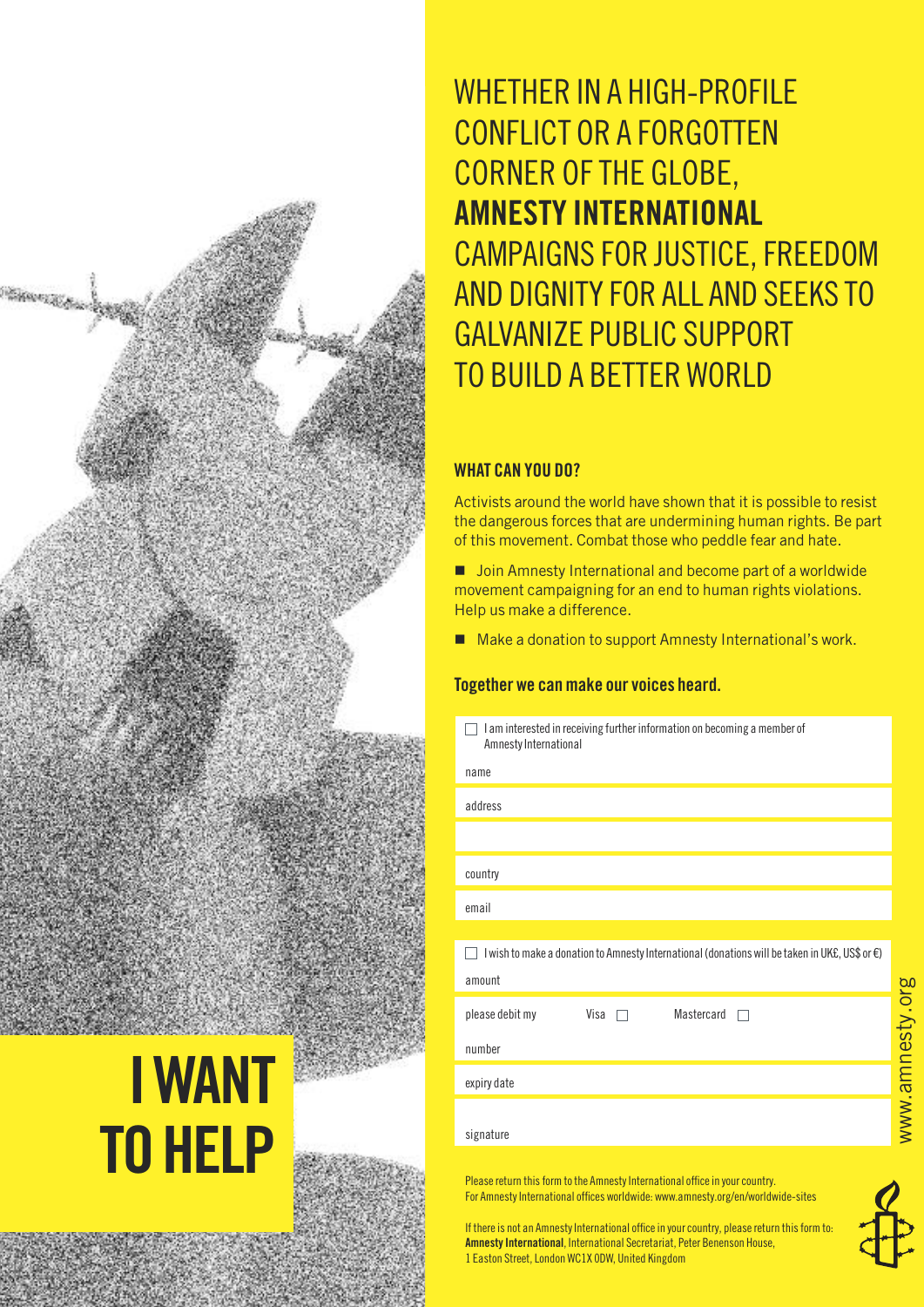# I WANT TO HELP

WHETHER IN A HIGH-PROFILE CONFLICT OR A FORGOTTEN CORNER OF THE GLOBE, **AMNESTY INTERNATIONAL** CAMPAIGNS FOR JUSTICE, FREEDOM AND DIGNITY FOR ALL AND SEEKS TO GALVANIZE PUBLIC SUPPORT TO BUILD A BETTER WORLD

### WHAT CAN YOU DO?

Activists around the world have shown that it is possible to resist the dangerous forces that are undermining human rights. Be part of this movement. Combat those who peddle fear and hate.

- Join Amnesty International and become part of a worldwide movement campaigning for an end to human rights violations. Help us make a difference.
- Make a donation to support Amnesty International's work.

**Together we can make our voices heard.**

☐ I am interested in receiving further information on becoming a member of Amnesty International

name

address

country

email

☐ I wish to make a donation to Amnesty International (donations will be taken in UK£, US$ or €)

amount

please debit my Visa ☐ Mastercard ☐

number

expiry date

signature

Please return this form to the Amnesty International office in your country.
For Amnesty International offices worldwide: www.amnesty.org/en/worldwide-sites

If there is not an Amnesty International office in your country, please return this form to:
**Amnesty International**, International Secretariat, Peter Benenson House, 1 Easton Street, London WC1X 0DW, United Kingdom

www.amnesty.org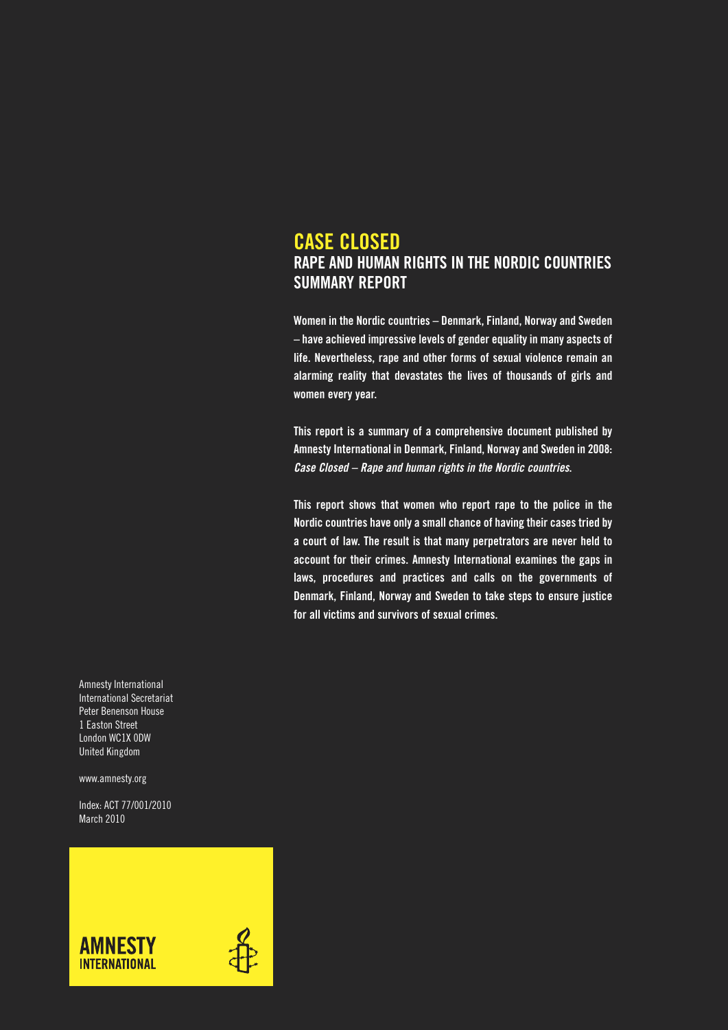# CASE CLOSED

## RAPE AND HUMAN RIGHTS IN THE NORDIC COUNTRIES SUMMARY REPORT

**Women in the Nordic countries – Denmark, Finland, Norway and Sweden – have achieved impressive levels of gender equality in many aspects of life. Nevertheless, rape and other forms of sexual violence remain an alarming reality that devastates the lives of thousands of girls and women every year.**

**This report is a summary of a comprehensive document published by Amnesty International in Denmark, Finland, Norway and Sweden in 2008:** ***Case Closed – Rape and human rights in the Nordic countries*****.**

**This report shows that women who report rape to the police in the Nordic countries have only a small chance of having their cases tried by a court of law. The result is that many perpetrators are never held to account for their crimes. Amnesty International examines the gaps in laws, procedures and practices and calls on the governments of Denmark, Finland, Norway and Sweden to take steps to ensure justice for all victims and survivors of sexual crimes.**

Amnesty International
International Secretariat
Peter Benenson House
1 Easton Street
London WC1X 0DW
United Kingdom

www.amnesty.org

Index: ACT 77/001/2010
March 2010

AMNESTY INTERNATIONAL